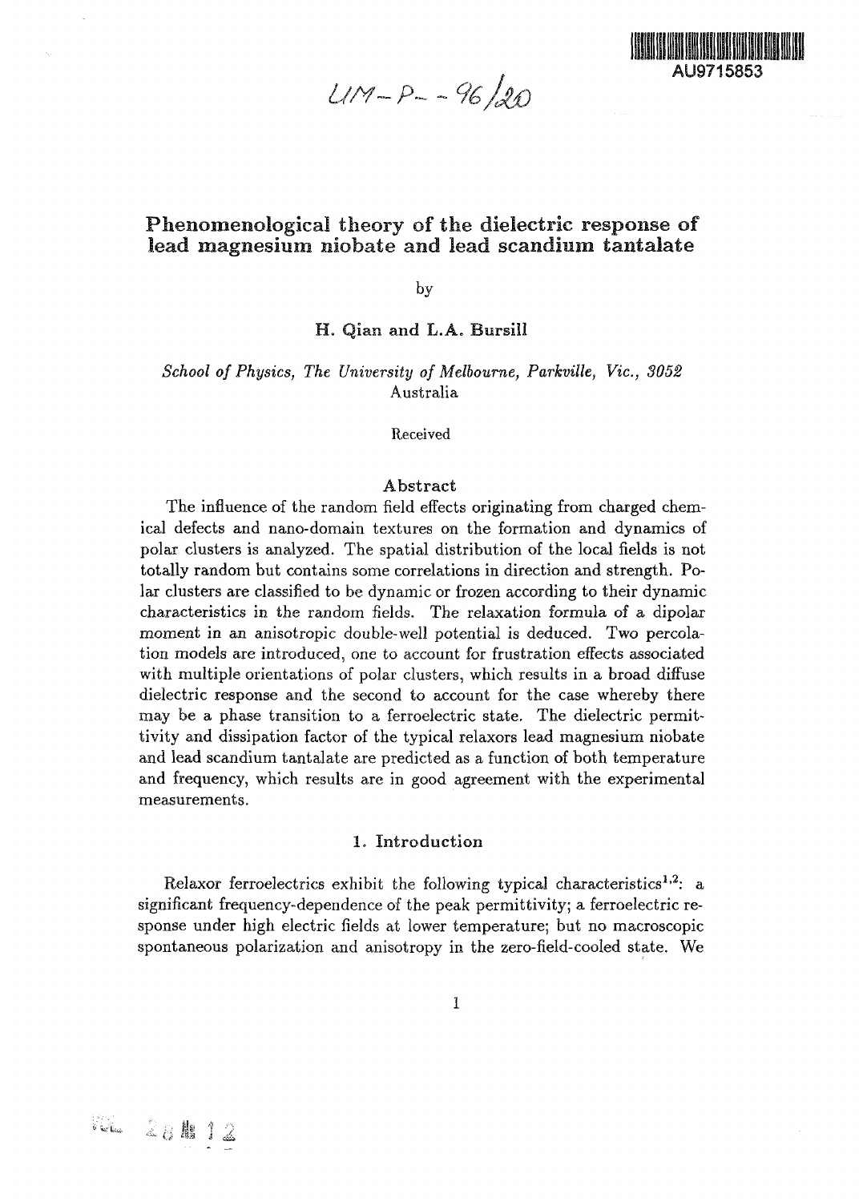AU9715853

UM-P--96/20

# Phenomenological theory of the dielectric response of lead magnesium niobate and lead scandium tantalate

by

**H. Qian and L.A. Bursill**

*School of Physics, The University of Melbourne, Parkville, Vic., 3052*
Australia

Received

## Abstract

The influence of the random field effects originating from charged chemical defects and nano-domain textures on the formation and dynamics of polar clusters is analyzed. The spatial distribution of the local fields is not totally random but contains some correlations in direction and strength. Polar clusters are classified to be dynamic or frozen according to their dynamic characteristics in the random fields. The relaxation formula of a dipolar moment in an anisotropic double-well potential is deduced. Two percolation models are introduced, one to account for frustration effects associated with multiple orientations of polar clusters, which results in a broad diffuse dielectric response and the second to account for the case whereby there may be a phase transition to a ferroelectric state. The dielectric permittivity and dissipation factor of the typical relaxors lead magnesium niobate and lead scandium tantalate are predicted as a function of both temperature and frequency, which results are in good agreement with the experimental measurements.

## 1. Introduction

Relaxor ferroelectrics exhibit the following typical characteristics[1,2]: a significant frequency-dependence of the peak permittivity; a ferroelectric response under high electric fields at lower temperature; but no macroscopic spontaneous polarization and anisotropy in the zero-field-cooled state. We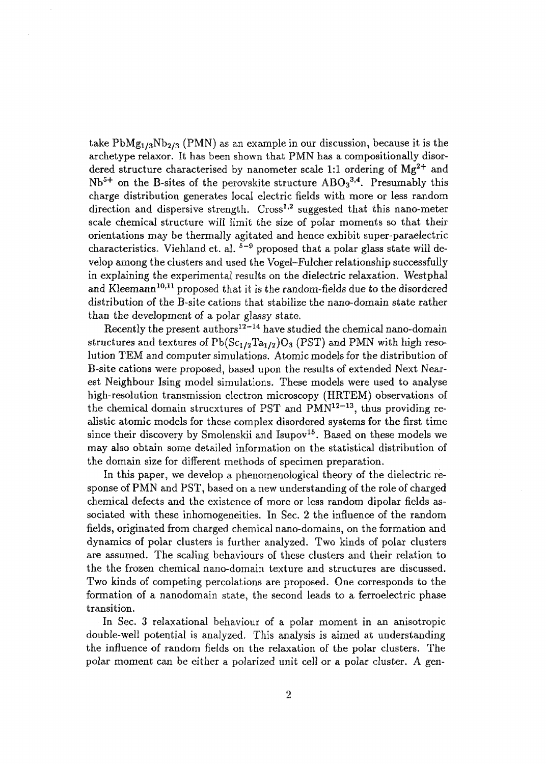take $PbMg_{1/3}Nb_{2/3}$ (PMN) as an example in our discussion, because it is the archetype relaxor. It has been shown that PMN has a compositionally disordered structure characterised by nanometer scale 1:1 ordering of $Mg^{2+}$ and $Nb^{5+}$ on the B-sites of the perovskite structure $ABO_3$[3,4]. Presumably this charge distribution generates local electric fields with more or less random direction and dispersive strength. Cross[1,2] suggested that this nano-meter scale chemical structure will limit the size of polar moments so that their orientations may be thermally agitated and hence exhibit super-paraelectric characteristics. Viehland et. al. [5−9] proposed that a polar glass state will develop among the clusters and used the Vogel–Fulcher relationship successfully in explaining the experimental results on the dielectric relaxation. Westphal and Kleemann[10,11] proposed that it is the random-fields due to the disordered distribution of the B-site cations that stabilize the nano-domain state rather than the development of a polar glassy state.

Recently the present authors[12−14] have studied the chemical nano-domain structures and textures of $Pb(Sc_{1/2}Ta_{1/2})O_3$ (PST) and PMN with high resolution TEM and computer simulations. Atomic models for the distribution of B-site cations were proposed, based upon the results of extended Next Nearest Neighbour Ising model simulations. These models were used to analyse high-resolution transmission electron microscopy (HRTEM) observations of the chemical domain strucxtures of PST and PMN[12−13], thus providing realistic atomic models for these complex disordered systems for the first time since their discovery by Smolenskii and Isupov[15]. Based on these models we may also obtain some detailed information on the statistical distribution of the domain size for different methods of specimen preparation.

In this paper, we develop a phenomenological theory of the dielectric response of PMN and PST, based on a new understanding of the role of charged chemical defects and the existence of more or less random dipolar fields associated with these inhomogeneities. In Sec. 2 the influence of the random fields, originated from charged chemical nano-domains, on the formation and dynamics of polar clusters is further analyzed. Two kinds of polar clusters are assumed. The scaling behaviours of these clusters and their relation to the the frozen chemical nano-domain texture and structures are discussed. Two kinds of competing percolations are proposed. One corresponds to the formation of a nanodomain state, the second leads to a ferroelectric phase transition.

In Sec. 3 relaxational behaviour of a polar moment in an anisotropic double-well potential is analyzed. This analysis is aimed at understanding the influence of random fields on the relaxation of the polar clusters. The polar moment can be either a polarized unit cell or a polar cluster. A gen-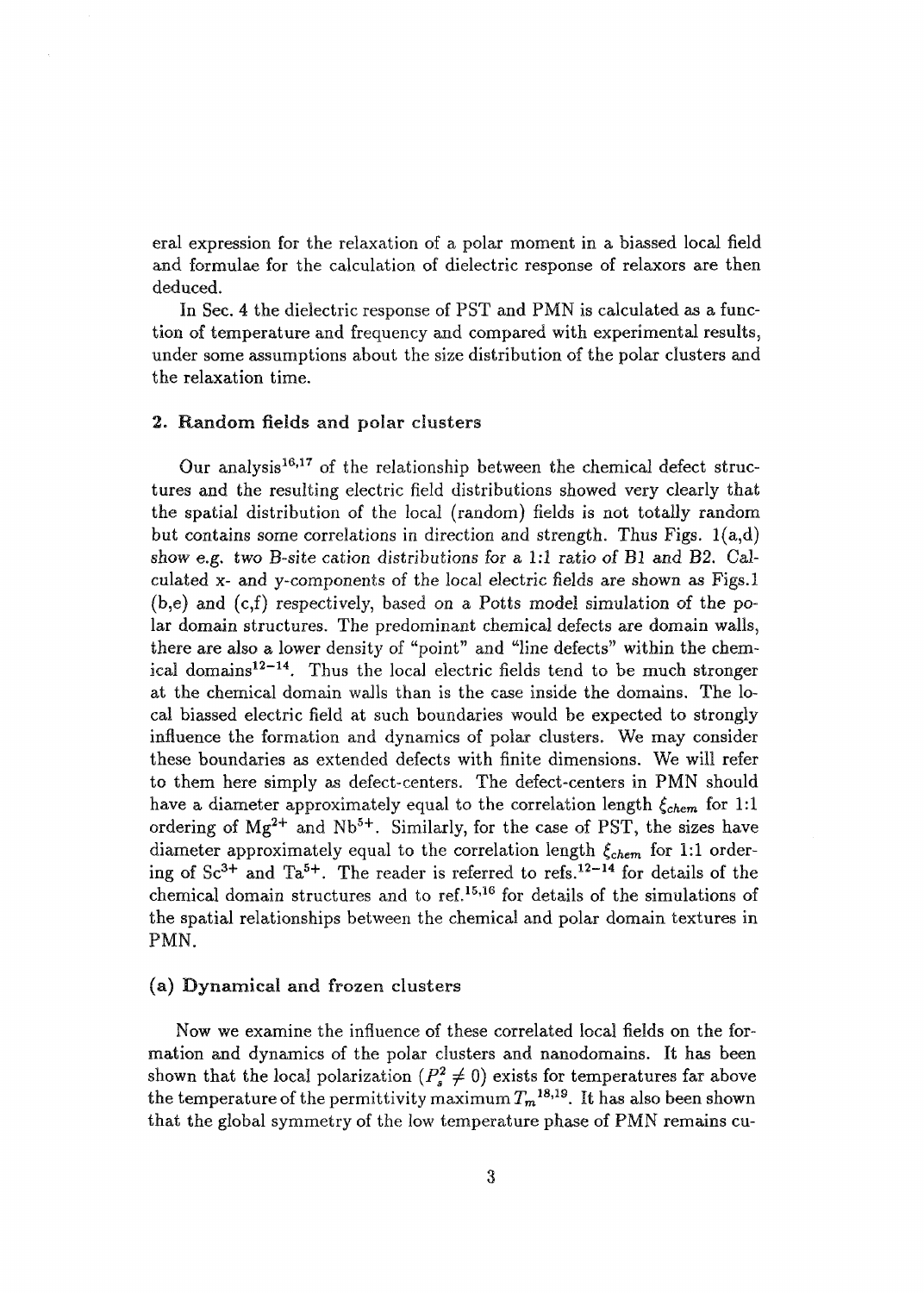eral expression for the relaxation of a polar moment in a biassed local field and formulae for the calculation of dielectric response of relaxors are then deduced.

In Sec. 4 the dielectric response of PST and PMN is calculated as a function of temperature and frequency and compared with experimental results, under some assumptions about the size distribution of the polar clusters and the relaxation time.

## 2. Random fields and polar clusters

Our analysis[16,17] of the relationship between the chemical defect structures and the resulting electric field distributions showed very clearly that the spatial distribution of the local (random) fields is not totally random but contains some correlations in direction and strength. Thus Figs. 1(a,d) *show e.g. two B-site cation distributions for a 1:1 ratio of B1 and B2.* Calculated x- and y-components of the local electric fields are shown as Figs.1 (b,e) and (c,f) respectively, based on a Potts model simulation of the polar domain structures. The predominant chemical defects are domain walls, there are also a lower density of "point" and "line defects" within the chemical domains[12–14]. Thus the local electric fields tend to be much stronger at the chemical domain walls than is the case inside the domains. The local biassed electric field at such boundaries would be expected to strongly influence the formation and dynamics of polar clusters. We may consider these boundaries as extended defects with finite dimensions. We will refer to them here simply as defect-centers. The defect-centers in PMN should have a diameter approximately equal to the correlation length $\xi_{chem}$ for 1:1 ordering of $Mg^{2+}$ and $Nb^{5+}$. Similarly, for the case of PST, the sizes have diameter approximately equal to the correlation length $\xi_{chem}$ for 1:1 ordering of $Sc^{3+}$ and $Ta^{5+}$. The reader is referred to refs.[12–14] for details of the chemical domain structures and to ref.[15,16] for details of the simulations of the spatial relationships between the chemical and polar domain textures in PMN.

### (a) Dynamical and frozen clusters

Now we examine the influence of these correlated local fields on the formation and dynamics of the polar clusters and nanodomains. It has been shown that the local polarization ($P_s^2 \neq 0$) exists for temperatures far above the temperature of the permittivity maximum $T_m$[18,19]. It has also been shown that the global symmetry of the low temperature phase of PMN remains cu-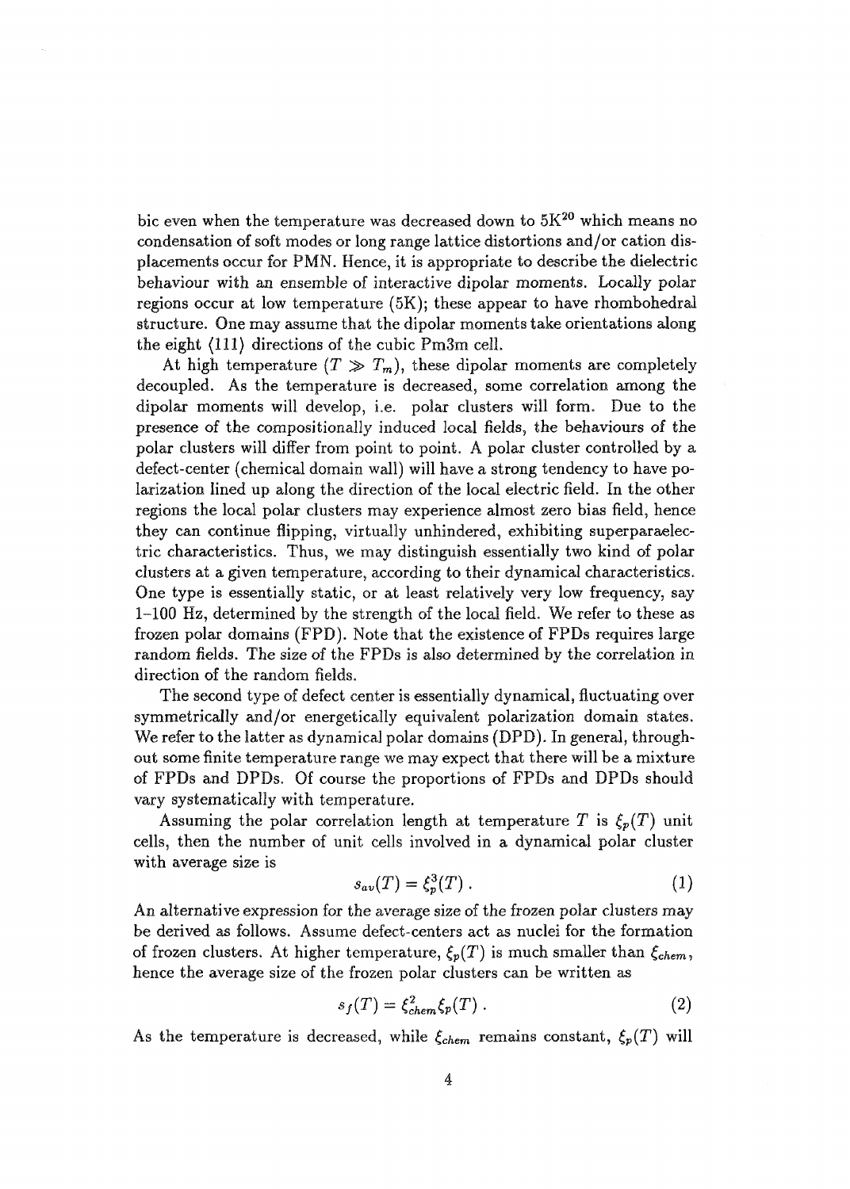bic even when the temperature was decreased down to 5K[20] which means no condensation of soft modes or long range lattice distortions and/or cation displacements occur for PMN. Hence, it is appropriate to describe the dielectric behaviour with an ensemble of interactive dipolar moments. Locally polar regions occur at low temperature (5K); these appear to have rhombohedral structure. One may assume that the dipolar moments take orientations along the eight $\langle 111 \rangle$ directions of the cubic Pm3m cell.

At high temperature ($T \gg T_m$), these dipolar moments are completely decoupled. As the temperature is decreased, some correlation among the dipolar moments will develop, i.e. polar clusters will form. Due to the presence of the compositionally induced local fields, the behaviours of the polar clusters will differ from point to point. A polar cluster controlled by a defect-center (chemical domain wall) will have a strong tendency to have polarization lined up along the direction of the local electric field. In the other regions the local polar clusters may experience almost zero bias field, hence they can continue flipping, virtually unhindered, exhibiting superparaelectric characteristics. Thus, we may distinguish essentially two kind of polar clusters at a given temperature, according to their dynamical characteristics. One type is essentially static, or at least relatively very low frequency, say 1–100 Hz, determined by the strength of the local field. We refer to these as frozen polar domains (FPD). Note that the existence of FPDs requires large random fields. The size of the FPDs is also determined by the correlation in direction of the random fields.

The second type of defect center is essentially dynamical, fluctuating over symmetrically and/or energetically equivalent polarization domain states. We refer to the latter as dynamical polar domains (DPD). In general, throughout some finite temperature range we may expect that there will be a mixture of FPDs and DPDs. Of course the proportions of FPDs and DPDs should vary systematically with temperature.

Assuming the polar correlation length at temperature $T$ is $\xi_p(T)$ unit cells, then the number of unit cells involved in a dynamical polar cluster with average size is

$$s_{av}(T) = \xi_p^3(T) \,. \tag{1}$$

An alternative expression for the average size of the frozen polar clusters may be derived as follows. Assume defect-centers act as nuclei for the formation of frozen clusters. At higher temperature, $\xi_p(T)$ is much smaller than $\xi_{chem}$, hence the average size of the frozen polar clusters can be written as

$$s_f(T) = \xi_{chem}^2 \xi_p(T) \,. \tag{2}$$

As the temperature is decreased, while $\xi_{chem}$ remains constant, $\xi_p(T)$ will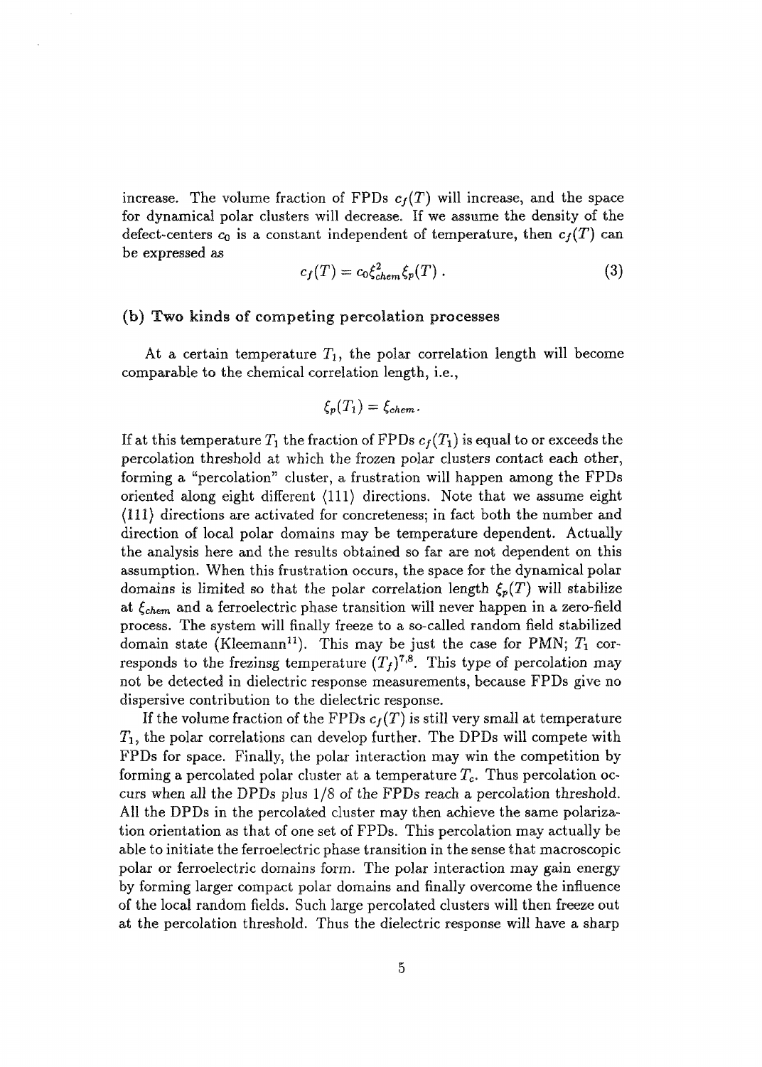increase. The volume fraction of FPDs $c_f(T)$ will increase, and the space for dynamical polar clusters will decrease. If we assume the density of the defect-centers $c_0$ is a constant independent of temperature, then $c_f(T)$ can be expressed as

$$c_f(T) = c_0 \xi_{chem}^2 \xi_p(T) \, . \tag{3}$$

### (b) Two kinds of competing percolation processes

At a certain temperature $T_1$, the polar correlation length will become comparable to the chemical correlation length, i.e.,

$$\xi_p(T_1) = \xi_{chem} .$$

If at this temperature $T_1$ the fraction of FPDs $c_f(T_1)$ is equal to or exceeds the percolation threshold at which the frozen polar clusters contact each other, forming a "percolation" cluster, a frustration will happen among the FPDs oriented along eight different $\langle 111 \rangle$ directions. Note that we assume eight $\langle 111 \rangle$ directions are activated for concreteness; in fact both the number and direction of local polar domains may be temperature dependent. Actually the analysis here and the results obtained so far are not dependent on this assumption. When this frustration occurs, the space for the dynamical polar domains is limited so that the polar correlation length $\xi_p(T)$ will stabilize at $\xi_{chem}$ and a ferroelectric phase transition will never happen in a zero-field process. The system will finally freeze to a so-called random field stabilized domain state (Kleemann[11]). This may be just the case for PMN; $T_1$ corresponds to the frezinsg temperature $(T_f)$[7,8]. This type of percolation may not be detected in dielectric response measurements, because FPDs give no dispersive contribution to the dielectric response.

If the volume fraction of the FPDs $c_f(T)$ is still very small at temperature $T_1$, the polar correlations can develop further. The DPDs will compete with FPDs for space. Finally, the polar interaction may win the competition by forming a percolated polar cluster at a temperature $T_c$. Thus percolation occurs when all the DPDs plus 1/8 of the FPDs reach a percolation threshold. All the DPDs in the percolated cluster may then achieve the same polarization orientation as that of one set of FPDs. This percolation may actually be able to initiate the ferroelectric phase transition in the sense that macroscopic polar or ferroelectric domains form. The polar interaction may gain energy by forming larger compact polar domains and finally overcome the influence of the local random fields. Such large percolated clusters will then freeze out at the percolation threshold. Thus the dielectric response will have a sharp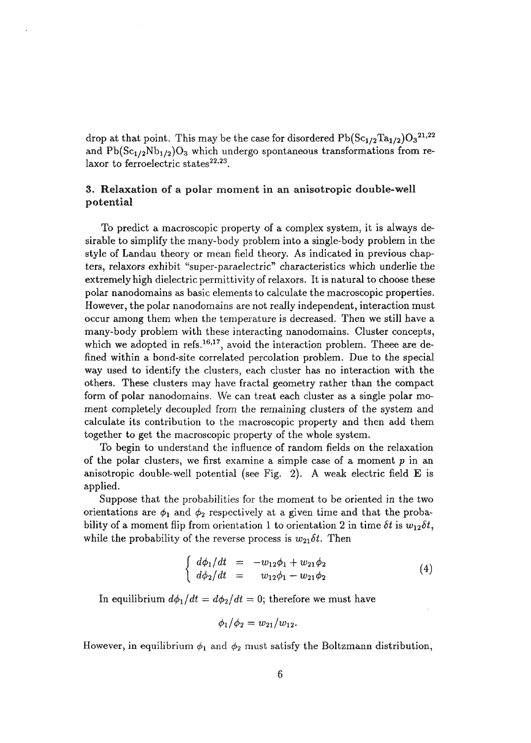drop at that point. This may be the case for disordered $Pb(Sc_{1/2}Ta_{1/2})O_3$[21,22] and $Pb(Sc_{1/2}Nb_{1/2})O_3$ which undergo spontaneous transformations from relaxor to ferroelectric states[22,23].

### 3. Relaxation of a polar moment in an anisotropic double-well potential

To predict a macroscopic property of a complex system, it is always desirable to simplify the many-body problem into a single-body problem in the style of Landau theory or mean field theory. As indicated in previous chapters, relaxors exhibit "super-paraelectric" characteristics which underlie the extremely high dielectric permittivity of relaxors. It is natural to choose these polar nanodomains as basic elements to calculate the macroscopic properties. However, the polar nanodomains are not really independent, interaction must occur among them when the temperature is decreased. Then we still have a many-body problem with these interacting nanodomains. Cluster concepts, which we adopted in refs.[16,17], avoid the interaction problem. Theee are defined within a bond-site correlated percolation problem. Due to the special way used to identify the clusters, each cluster has no interaction with the others. These clusters may have fractal geometry rather than the compact form of polar nanodomains. We can treat each cluster as a single polar moment completely decoupled from the remaining clusters of the system and calculate its contribution to the macroscopic property and then add them together to get the macroscopic property of the whole system.

To begin to understand the influence of random fields on the relaxation of the polar clusters, we first examine a simple case of a moment $p$ in an anisotropic double-well potential (see Fig. 2). A weak electric field $\mathbf{E}$ is applied.

Suppose that the probabilities for the moment to be oriented in the two orientations are $\phi_1$ and $\phi_2$ respectively at a given time and that the probability of a moment flip from orientation 1 to orientation 2 in time $\delta t$ is $w_{12}\delta t$, while the probability of the reverse process is $w_{21}\delta t$. Then

$$
\left\{ \begin{array}{lcl} d\phi_1/dt & = & -w_{12}\phi_1 + w_{21}\phi_2 \\ d\phi_2/dt & = & \quad w_{12}\phi_1 - w_{21}\phi_2 \end{array} \right. \tag{4}
$$

In equilibrium $d\phi_1/dt = d\phi_2/dt = 0$; therefore we must have

$$
\phi_1/\phi_2 = w_{21}/w_{12}.
$$

However, in equilibrium $\phi_1$ and $\phi_2$ must satisfy the Boltzmann distribution,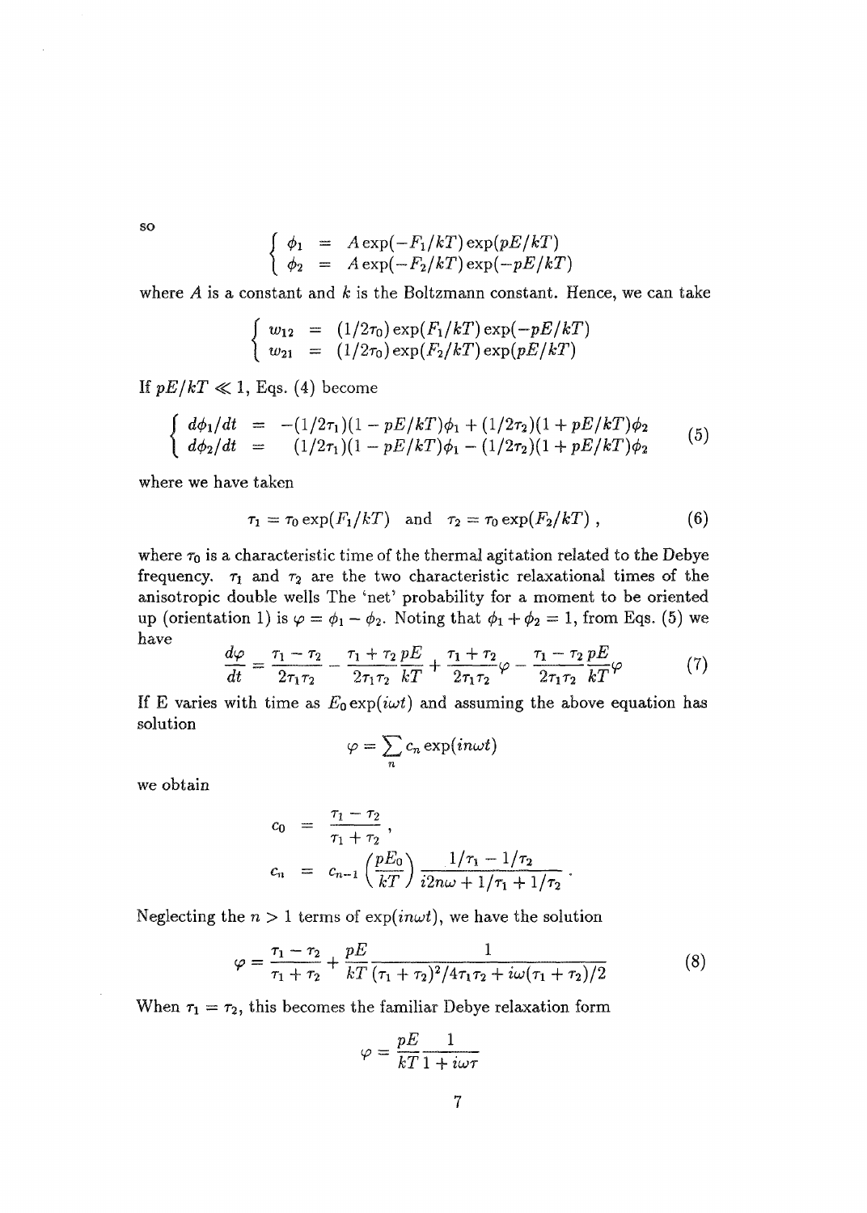so

$$\begin{cases} \phi_1 &= A\exp(-F_1/kT)\exp(pE/kT) \\ \phi_2 &= A\exp(-F_2/kT)\exp(-pE/kT) \end{cases}$$

where $A$ is a constant and $k$ is the Boltzmann constant. Hence, we can take

$$\begin{cases} w_{12} &= (1/2\tau_0)\exp(F_1/kT)\exp(-pE/kT) \\ w_{21} &= (1/2\tau_0)\exp(F_2/kT)\exp(pE/kT) \end{cases}$$

If $pE/kT \ll 1$, Eqs. (4) become

$$\begin{cases} d\phi_1/dt &= -(1/2\tau_1)(1-pE/kT)\phi_1 + (1/2\tau_2)(1+pE/kT)\phi_2 \\ d\phi_2/dt &= \phantom{-}(1/2\tau_1)(1-pE/kT)\phi_1 - (1/2\tau_2)(1+pE/kT)\phi_2 \end{cases} \tag{5}$$

where we have taken

$$\tau_1 = \tau_0\exp(F_1/kT) \quad \text{and} \quad \tau_2 = \tau_0\exp(F_2/kT)\ , \tag{6}$$

where $\tau_0$ is a characteristic time of the thermal agitation related to the Debye frequency. $\tau_1$ and $\tau_2$ are the two characteristic relaxational times of the anisotropic double wells The 'net' probability for a moment to be oriented up (orientation 1) is $\varphi = \phi_1 - \phi_2$. Noting that $\phi_1 + \phi_2 = 1$, from Eqs. (5) we have

$$\frac{d\varphi}{dt} = \frac{\tau_1 - \tau_2}{2\tau_1\tau_2} - \frac{\tau_1 + \tau_2}{2\tau_1\tau_2}\frac{pE}{kT} + \frac{\tau_1 + \tau_2}{2\tau_1\tau_2}\varphi - \frac{\tau_1 - \tau_2}{2\tau_1\tau_2}\frac{pE}{kT}\varphi \tag{7}$$

If E varies with time as $E_0\exp(i\omega t)$ and assuming the above equation has solution

$$\varphi = \sum_n c_n \exp(in\omega t)$$

we obtain

$$\begin{aligned} c_0 &= \frac{\tau_1 - \tau_2}{\tau_1 + \tau_2}\ , \\ c_n &= c_{n-1}\left(\frac{pE_0}{kT}\right)\frac{1/\tau_1 - 1/\tau_2}{i2n\omega + 1/\tau_1 + 1/\tau_2}\ . \end{aligned}$$

Neglecting the $n > 1$ terms of $\exp(in\omega t)$, we have the solution

$$\varphi = \frac{\tau_1 - \tau_2}{\tau_1 + \tau_2} + \frac{pE}{kT}\frac{1}{(\tau_1 + \tau_2)^2/4\tau_1\tau_2 + i\omega(\tau_1 + \tau_2)/2} \tag{8}$$

When $\tau_1 = \tau_2$, this becomes the familiar Debye relaxation form

$$\varphi = \frac{pE}{kT}\frac{1}{1 + i\omega\tau}$$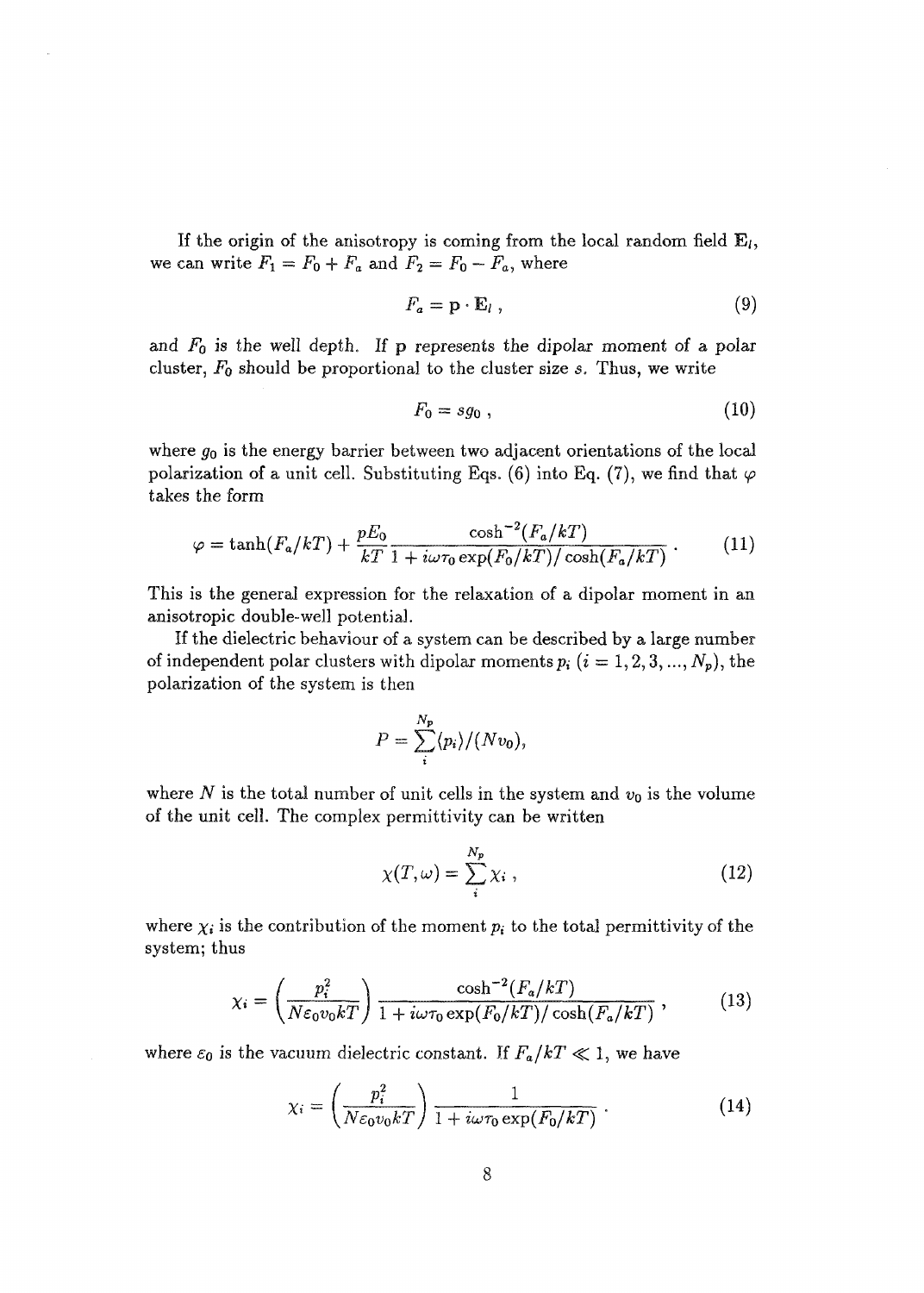If the origin of the anisotropy is coming from the local random field $\mathbf{E}_l$, we can write $F_1 = F_0 + F_a$ and $F_2 = F_0 - F_a$, where

$$F_a = \mathbf{p} \cdot \mathbf{E}_l \ , \tag{9}$$

and $F_0$ is the well depth. If p represents the dipolar moment of a polar cluster, $F_0$ should be proportional to the cluster size $s$. Thus, we write

$$F_0 = s g_0 \ , \tag{10}$$

where $g_0$ is the energy barrier between two adjacent orientations of the local polarization of a unit cell. Substituting Eqs. (6) into Eq. (7), we find that $\varphi$ takes the form

$$\varphi = \tanh(F_a/kT) + \frac{pE_0}{kT} \frac{\cosh^{-2}(F_a/kT)}{1 + i\omega\tau_0 \exp(F_0/kT)/\cosh(F_a/kT)} \ . \tag{11}$$

This is the general expression for the relaxation of a dipolar moment in an anisotropic double-well potential.

If the dielectric behaviour of a system can be described by a large number of independent polar clusters with dipolar moments $p_i$ ($i = 1, 2, 3, ..., N_p$), the polarization of the system is then

$$P = \sum_i^{N_p} \langle p_i \rangle / (N v_0),$$

where $N$ is the total number of unit cells in the system and $v_0$ is the volume of the unit cell. The complex permittivity can be written

$$\chi(T, \omega) = \sum_i^{N_p} \chi_i \ , \tag{12}$$

where $\chi_i$ is the contribution of the moment $p_i$ to the total permittivity of the system; thus

$$\chi_i = \left( \frac{p_i^2}{N\varepsilon_0 v_0 kT} \right) \frac{\cosh^{-2}(F_a/kT)}{1 + i\omega\tau_0 \exp(F_0/kT)/\cosh(F_a/kT)} \ , \tag{13}$$

where $\varepsilon_0$ is the vacuum dielectric constant. If $F_a/kT \ll 1$, we have

$$\chi_i = \left( \frac{p_i^2}{N\varepsilon_0 v_0 kT} \right) \frac{1}{1 + i\omega\tau_0 \exp(F_0/kT)} \ . \tag{14}$$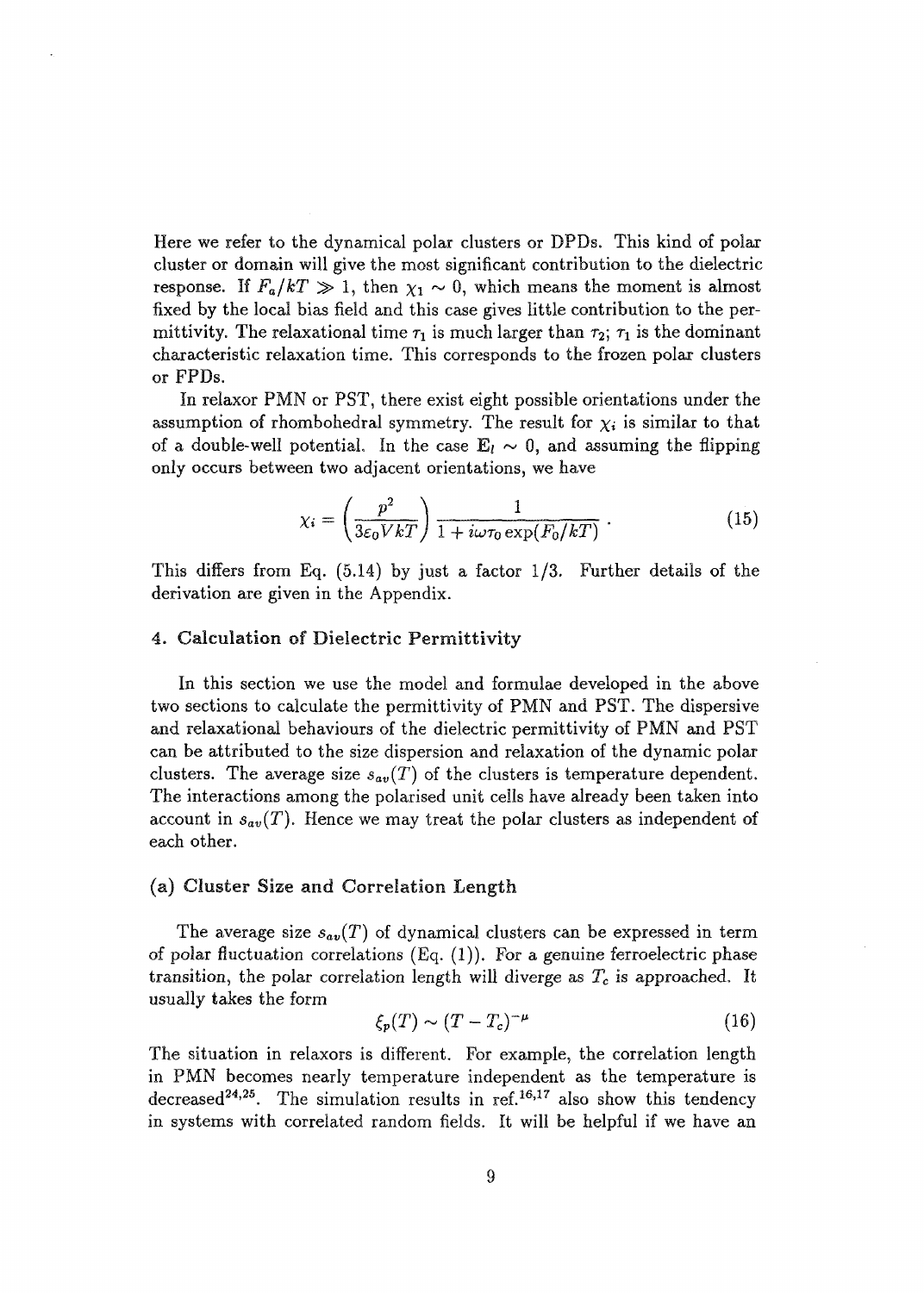Here we refer to the dynamical polar clusters or DPDs. This kind of polar cluster or domain will give the most significant contribution to the dielectric response. If $F_a/kT \gg 1$, then $\chi_1 \sim 0$, which means the moment is almost fixed by the local bias field and this case gives little contribution to the permittivity. The relaxational time $\tau_1$ is much larger than $\tau_2$; $\tau_1$ is the dominant characteristic relaxation time. This corresponds to the frozen polar clusters or FPDs.

In relaxor PMN or PST, there exist eight possible orientations under the assumption of rhombohedral symmetry. The result for $\chi_i$ is similar to that of a double-well potential. In the case $\mathbf{E}_l \sim 0$, and assuming the flipping only occurs between two adjacent orientations, we have

$$\chi_i = \left(\frac{p^2}{3\varepsilon_0 VkT}\right)\frac{1}{1+i\omega\tau_0\exp(F_0/kT)}\,. \tag{15}$$

This differs from Eq. (5.14) by just a factor 1/3. Further details of the derivation are given in the Appendix.

## 4. Calculation of Dielectric Permittivity

In this section we use the model and formulae developed in the above two sections to calculate the permittivity of PMN and PST. The dispersive and relaxational behaviours of the dielectric permittivity of PMN and PST can be attributed to the size dispersion and relaxation of the dynamic polar clusters. The average size $s_{av}(T)$ of the clusters is temperature dependent. The interactions among the polarised unit cells have already been taken into account in $s_{av}(T)$. Hence we may treat the polar clusters as independent of each other.

### (a) Cluster Size and Correlation Length

The average size $s_{av}(T)$ of dynamical clusters can be expressed in term of polar fluctuation correlations (Eq. (1)). For a genuine ferroelectric phase transition, the polar correlation length will diverge as $T_c$ is approached. It usually takes the form

$$\xi_p(T) \sim (T - T_c)^{-\mu} \tag{16}$$

The situation in relaxors is different. For example, the correlation length in PMN becomes nearly temperature independent as the temperature is decreased[24,25]. The simulation results in ref.[16,17] also show this tendency in systems with correlated random fields. It will be helpful if we have an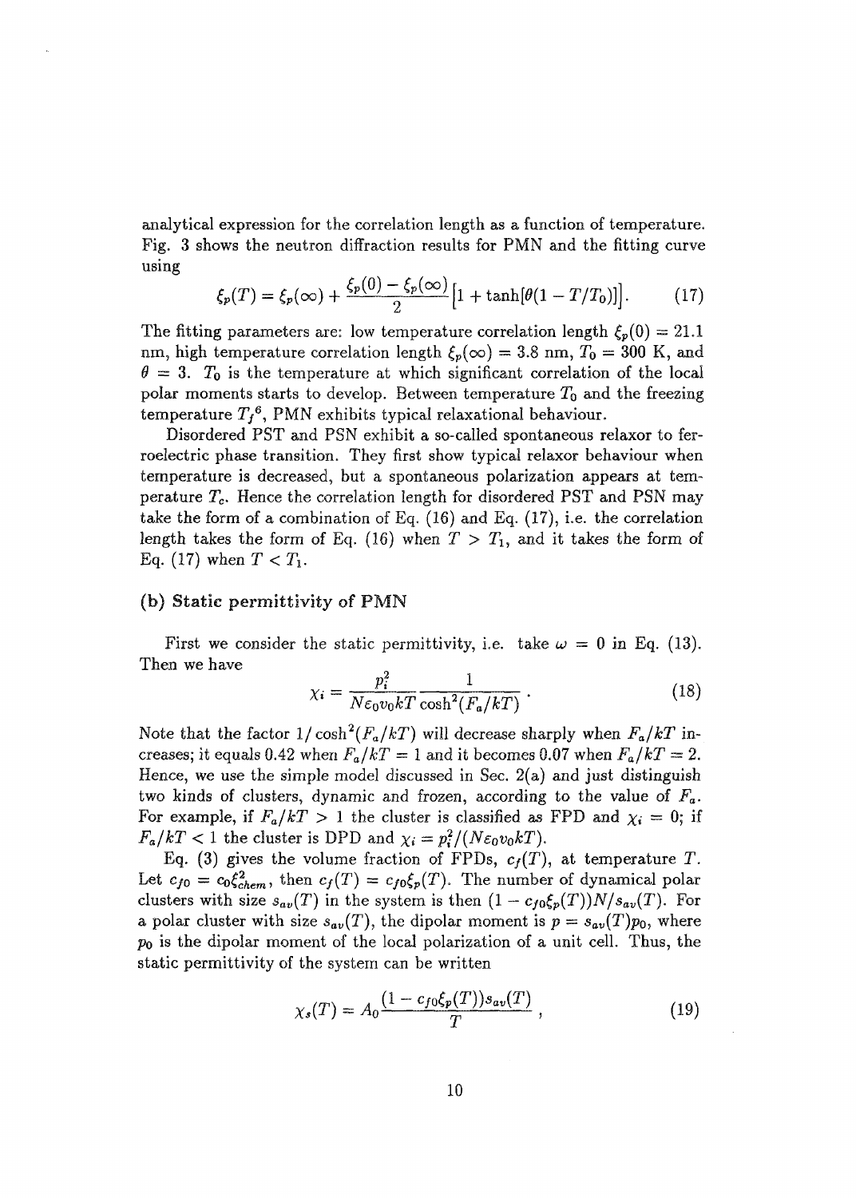analytical expression for the correlation length as a function of temperature. Fig. 3 shows the neutron diffraction results for PMN and the fitting curve using

$$\xi_p(T) = \xi_p(\infty) + \frac{\xi_p(0) - \xi_p(\infty)}{2}\big[1 + \tanh[\theta(1 - T/T_0)]\big]. \tag{17}$$

The fitting parameters are: low temperature correlation length $\xi_p(0) = 21.1$ nm, high temperature correlation length $\xi_p(\infty) = 3.8$ nm, $T_0 = 300$ K, and $\theta = 3$. $T_0$ is the temperature at which significant correlation of the local polar moments starts to develop. Between temperature $T_0$ and the freezing temperature $T_f$[6], PMN exhibits typical relaxational behaviour.

Disordered PST and PSN exhibit a so-called spontaneous relaxor to ferroelectric phase transition. They first show typical relaxor behaviour when temperature is decreased, but a spontaneous polarization appears at temperature $T_c$. Hence the correlation length for disordered PST and PSN may take the form of a combination of Eq. (16) and Eq. (17), i.e. the correlation length takes the form of Eq. (16) when $T > T_1$, and it takes the form of Eq. (17) when $T < T_1$.

### (b) Static permittivity of PMN

First we consider the static permittivity, i.e. take $\omega = 0$ in Eq. (13). Then we have

$$\chi_i = \frac{p_i^2}{N\varepsilon_0 v_0 kT}\frac{1}{\cosh^2(F_a/kT)}. \tag{18}$$

Note that the factor $1/\cosh^2(F_a/kT)$ will decrease sharply when $F_a/kT$ increases; it equals 0.42 when $F_a/kT = 1$ and it becomes 0.07 when $F_a/kT = 2$. Hence, we use the simple model discussed in Sec. 2(a) and just distinguish two kinds of clusters, dynamic and frozen, according to the value of $F_a$. For example, if $F_a/kT > 1$ the cluster is classified as FPD and $\chi_i = 0$; if $F_a/kT < 1$ the cluster is DPD and $\chi_i = p_i^2/(N\varepsilon_0 v_0 kT)$.

Eq. (3) gives the volume fraction of FPDs, $c_f(T)$, at temperature $T$. Let $c_{f0} = c_0\xi_{chem}^2$, then $c_f(T) = c_{f0}\xi_p(T)$. The number of dynamical polar clusters with size $s_{av}(T)$ in the system is then $(1 - c_{f0}\xi_p(T))N/s_{av}(T)$. For a polar cluster with size $s_{av}(T)$, the dipolar moment is $p = s_{av}(T)p_0$, where $p_0$ is the dipolar moment of the local polarization of a unit cell. Thus, the static permittivity of the system can be written

$$\chi_s(T) = A_0\frac{(1 - c_{f0}\xi_p(T))s_{av}(T)}{T}, \tag{19}$$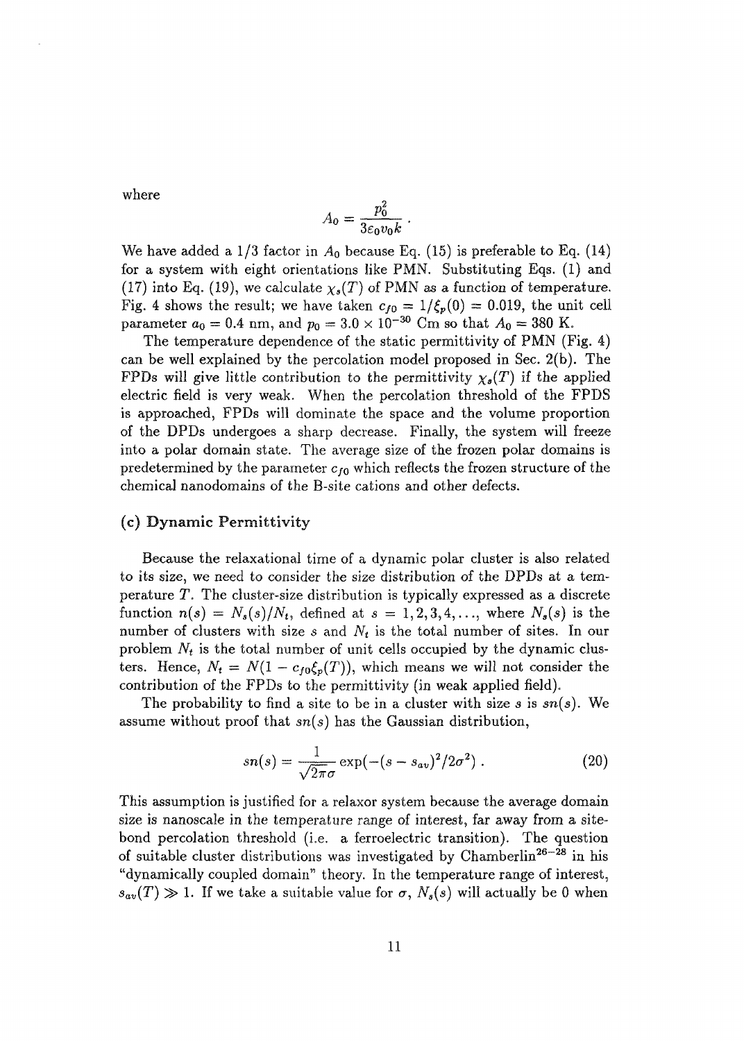where

$$A_0 = \frac{p_0^2}{3\varepsilon_0 v_0 k} .$$

We have added a 1/3 factor in $A_0$ because Eq. (15) is preferable to Eq. (14) for a system with eight orientations like PMN. Substituting Eqs. (1) and (17) into Eq. (19), we calculate $\chi_s(T)$ of PMN as a function of temperature. Fig. 4 shows the result; we have taken $c_{f0} = 1/\xi_p(0) = 0.019$, the unit cell parameter $a_0 = 0.4$ nm, and $p_0 = 3.0 \times 10^{-30}$ Cm so that $A_0 = 380$ K.

The temperature dependence of the static permittivity of PMN (Fig. 4) can be well explained by the percolation model proposed in Sec. 2(b). The FPDs will give little contribution to the permittivity $\chi_s(T)$ if the applied electric field is very weak. When the percolation threshold of the FPDS is approached, FPDs will dominate the space and the volume proportion of the DPDs undergoes a sharp decrease. Finally, the system will freeze into a polar domain state. The average size of the frozen polar domains is predetermined by the parameter $c_{f0}$ which reflects the frozen structure of the chemical nanodomains of the B-site cations and other defects.

### (c) Dynamic Permittivity

Because the relaxational time of a dynamic polar cluster is also related to its size, we need to consider the size distribution of the DPDs at a temperature $T$. The cluster-size distribution is typically expressed as a discrete function $n(s) = N_s(s)/N_t$, defined at $s = 1, 2, 3, 4, \ldots$, where $N_s(s)$ is the number of clusters with size $s$ and $N_t$ is the total number of sites. In our problem $N_t$ is the total number of unit cells occupied by the dynamic clusters. Hence, $N_t = N(1 - c_{f0}\xi_p(T))$, which means we will not consider the contribution of the FPDs to the permittivity (in weak applied field).

The probability to find a site to be in a cluster with size $s$ is $sn(s)$. We assume without proof that $sn(s)$ has the Gaussian distribution,

$$sn(s) = \frac{1}{\sqrt{2\pi}\sigma} \exp(-(s - s_{av})^2/2\sigma^2) . \tag{20}$$

This assumption is justified for a relaxor system because the average domain size is nanoscale in the temperature range of interest, far away from a site-bond percolation threshold (i.e. a ferroelectric transition). The question of suitable cluster distributions was investigated by Chamberlin[26–28] in his "dynamically coupled domain" theory. In the temperature range of interest, $s_{av}(T) \gg 1$. If we take a suitable value for $\sigma$, $N_s(s)$ will actually be 0 when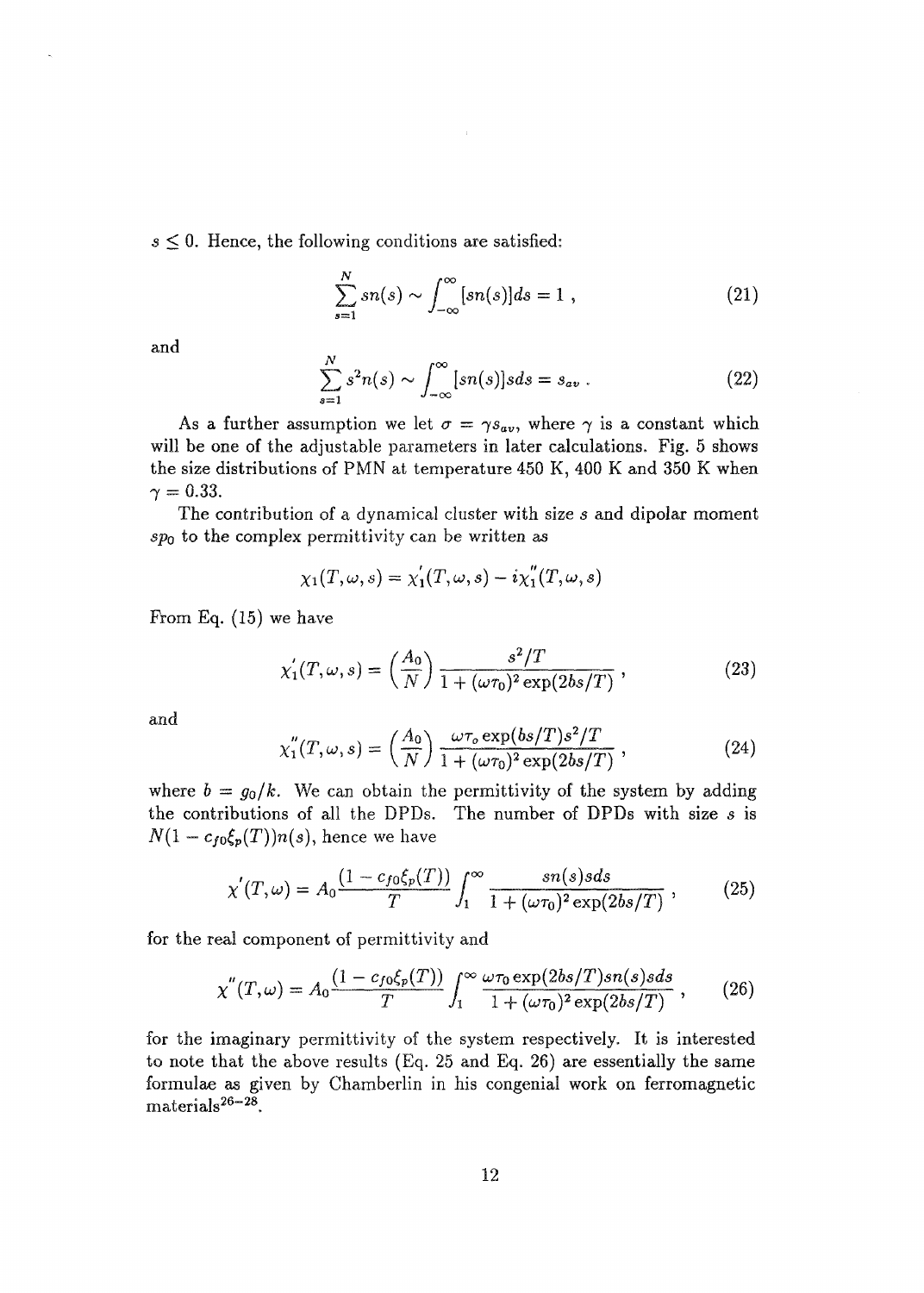$s \leq 0$. Hence, the following conditions are satisfied:

$$\sum_{s=1}^{N} sn(s) \sim \int_{-\infty}^{\infty} [sn(s)]ds = 1 \ , \tag{21}$$

and

$$\sum_{s=1}^{N} s^2 n(s) \sim \int_{-\infty}^{\infty} [sn(s)]sds = s_{av} \ . \tag{22}$$

As a further assumption we let $\sigma = \gamma s_{av}$, where $\gamma$ is a constant which will be one of the adjustable parameters in later calculations. Fig. 5 shows the size distributions of PMN at temperature 450 K, 400 K and 350 K when $\gamma = 0.33$.

The contribution of a dynamical cluster with size $s$ and dipolar moment $sp_0$ to the complex permittivity can be written as

$$\chi_1(T, \omega, s) = \chi_1^{'}(T, \omega, s) - i\chi_1^{''}(T, \omega, s)$$

From Eq. (15) we have

$$\chi_1^{'}(T, \omega, s) = \left(\frac{A_0}{N}\right) \frac{s^2/T}{1 + (\omega\tau_0)^2 \exp(2bs/T)} \ , \tag{23}$$

and

$$\chi_1^{''}(T, \omega, s) = \left(\frac{A_0}{N}\right) \frac{\omega\tau_o \exp(bs/T) s^2/T}{1 + (\omega\tau_0)^2 \exp(2bs/T)} \ , \tag{24}$$

where $b = g_0/k$. We can obtain the permittivity of the system by adding the contributions of all the DPDs. The number of DPDs with size $s$ is $N(1 - c_{f0}\xi_p(T))n(s)$, hence we have

$$\chi^{'}(T, \omega) = A_0 \frac{(1 - c_{f0}\xi_p(T))}{T} \int_1^{\infty} \frac{sn(s)sds}{1 + (\omega\tau_0)^2 \exp(2bs/T)} \ , \tag{25}$$

for the real component of permittivity and

$$\chi^{''}(T, \omega) = A_0 \frac{(1 - c_{f0}\xi_p(T))}{T} \int_1^{\infty} \frac{\omega\tau_0 \exp(2bs/T) sn(s)sds}{1 + (\omega\tau_0)^2 \exp(2bs/T)} \ , \tag{26}$$

for the imaginary permittivity of the system respectively. It is interested to note that the above results (Eq. 25 and Eq. 26) are essentially the same formulae as given by Chamberlin in his congenial work on ferromagnetic materials[26–28].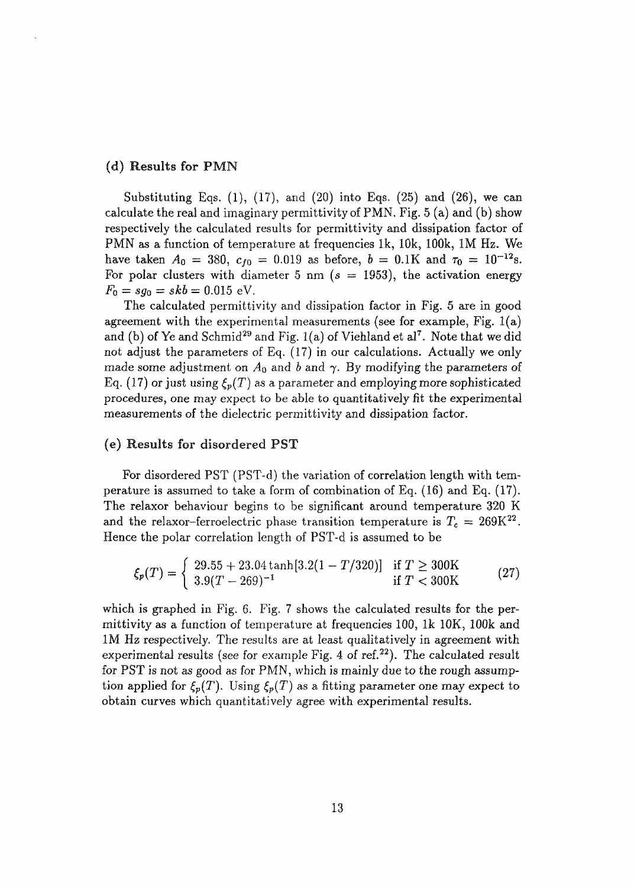### (d) Results for PMN

Substituting Eqs. (1), (17), and (20) into Eqs. (25) and (26), we can calculate the real and imaginary permittivity of PMN. Fig. 5 (a) and (b) show respectively the calculated results for permittivity and dissipation factor of PMN as a function of temperature at frequencies 1k, 10k, 100k, 1M Hz. We have taken $A_0 = 380$, $c_{f0} = 0.019$ as before, $b = 0.1$K and $\tau_0 = 10^{-12}$s. For polar clusters with diameter 5 nm ($s = 1953$), the activation energy $F_0 = sg_0 = skb = 0.015$ eV.

The calculated permittivity and dissipation factor in Fig. 5 are in good agreement with the experimental measurements (see for example, Fig. 1(a) and (b) of Ye and Schmid[29] and Fig. 1(a) of Viehland et al[7]. Note that we did not adjust the parameters of Eq. (17) in our calculations. Actually we only made some adjustment on $A_0$ and $b$ and $\gamma$. By modifying the parameters of Eq. (17) or just using $\xi_p(T)$ as a parameter and employing more sophisticated procedures, one may expect to be able to quantitatively fit the experimental measurements of the dielectric permittivity and dissipation factor.

### (e) Results for disordered PST

For disordered PST (PST-d) the variation of correlation length with temperature is assumed to take a form of combination of Eq. (16) and Eq. (17). The relaxor behaviour begins to be significant around temperature 320 K and the relaxor–ferroelectric phase transition temperature is $T_c = 269$K[22]. Hence the polar correlation length of PST-d is assumed to be

$$\xi_p(T) = \begin{cases} 29.55 + 23.04 \tanh[3.2(1 - T/320)] & \text{if } T \geq 300\text{K} \\ 3.9(T - 269)^{-1} & \text{if } T < 300\text{K} \end{cases} \tag{27}$$

which is graphed in Fig. 6. Fig. 7 shows the calculated results for the permittivity as a function of temperature at frequencies 100, 1k 10K, 100k and 1M Hz respectively. The results are at least qualitatively in agreement with experimental results (see for example Fig. 4 of ref.[22]). The calculated result for PST is not as good as for PMN, which is mainly due to the rough assumption applied for $\xi_p(T)$. Using $\xi_p(T)$ as a fitting parameter one may expect to obtain curves which quantitatively agree with experimental results.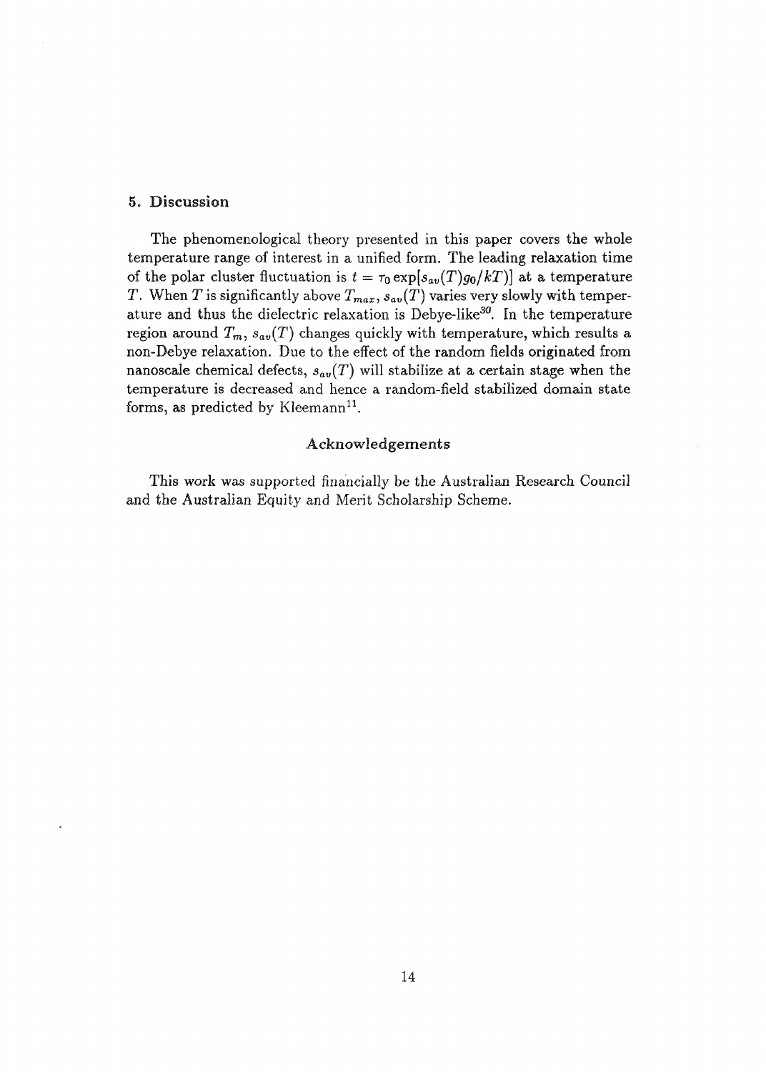## 5. Discussion

The phenomenological theory presented in this paper covers the whole temperature range of interest in a unified form. The leading relaxation time of the polar cluster fluctuation is $t = \tau_0 \exp[s_{av}(T) g_0 / kT)]$ at a temperature $T$. When $T$ is significantly above $T_{max}$, $s_{av}(T)$ varies very slowly with temperature and thus the dielectric relaxation is Debye-like[30]. In the temperature region around $T_m$, $s_{av}(T)$ changes quickly with temperature, which results a non-Debye relaxation. Due to the effect of the random fields originated from nanoscale chemical defects, $s_{av}(T)$ will stabilize at a certain stage when the temperature is decreased and hence a random-field stabilized domain state forms, as predicted by Kleemann[11].

### Acknowledgements

This work was supported financially be the Australian Research Council and the Australian Equity and Merit Scholarship Scheme.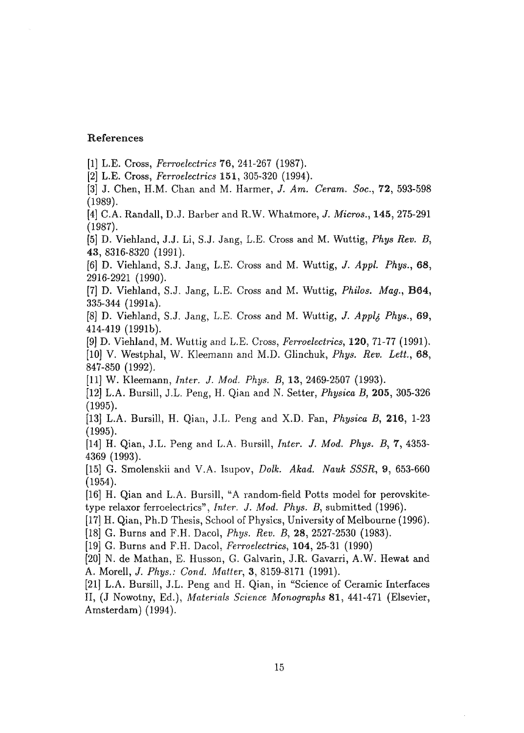### References

[1] L.E. Cross, *Ferroelectrics* **76**, 241-267 (1987).

[2] L.E. Cross, *Ferroelectrics* **151**, 305-320 (1994).

[3] J. Chen, H.M. Chan and M. Harmer, *J. Am. Ceram. Soc.*, **72**, 593-598 (1989).

[4] C.A. Randall, D.J. Barber and R.W. Whatmore, *J. Micros.*, **145**, 275-291 (1987).

[5] D. Viehland, J.J. Li, S.J. Jang, L.E. Cross and M. Wuttig, *Phys Rev. B*, **43**, 8316-8320 (1991).

[6] D. Viehland, S.J. Jang, L.E. Cross and M. Wuttig, *J. Appl. Phys.*, **68**, 2916-2921 (1990).

[7] D. Viehland, S.J. Jang, L.E. Cross and M. Wuttig, *Philos. Mag.*, **B64**, 335-344 (1991a).

[8] D. Viehland, S.J. Jang, L.E. Cross and M. Wuttig, *J. Appl¿ Phys.*, **69**, 414-419 (1991b).

[9] D. Viehland, M. Wuttig and L.E. Cross, *Ferroelectrics*, **120**, 71-77 (1991).

[10] V. Westphal, W. Kleemann and M.D. Glinchuk, *Phys. Rev. Lett.*, **68**, 847-850 (1992).

[11] W. Kleemann, *Inter. J. Mod. Phys. B*, **13**, 2469-2507 (1993).

[12] L.A. Bursill, J.L. Peng, H. Qian and N. Setter, *Physica B*, **205**, 305-326 (1995).

[13] L.A. Bursill, H. Qian, J.L. Peng and X.D. Fan, *Physica B*, **216**, 1-23 (1995).

[14] H. Qian, J.L. Peng and L.A. Bursill, *Inter. J. Mod. Phys. B*, **7**, 4353-4369 (1993).

[15] G. Smolenskii and V.A. Isupov, *Dolk. Akad. Nauk SSSR*, **9**, 653-660 (1954).

[16] H. Qian and L.A. Bursill, "A random-field Potts model for perovskite-type relaxor ferroelectrics", *Inter. J. Mod. Phys. B*, submitted (1996).

[17] H. Qian, Ph.D Thesis, School of Physics, University of Melbourne (1996).

[18] G. Burns and F.H. Dacol, *Phys. Rev. B*, **28**, 2527-2530 (1983).

[19] G. Burns and F.H. Dacol, *Ferroelectrics*, **104**, 25-31 (1990)

[20] N. de Mathan, E. Husson, G. Galvarin, J.R. Gavarri, A.W. Hewat and A. Morell, *J. Phys.: Cond. Matter*, **3**, 8159-8171 (1991).

[21] L.A. Bursill, J.L. Peng and H. Qian, in "Science of Ceramic Interfaces II, (J Nowotny, Ed.), *Materials Science Monographs* **81**, 441-471 (Elsevier, Amsterdam) (1994).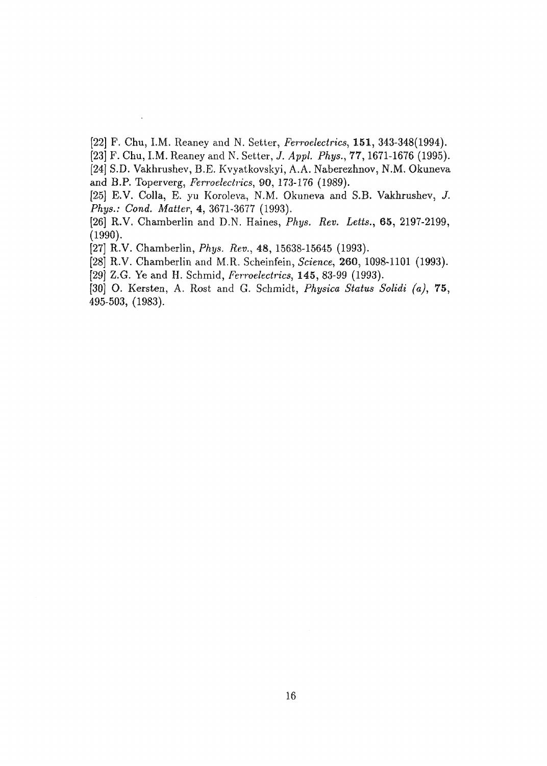[22] F. Chu, I.M. Reaney and N. Setter, *Ferroelectrics*, **151**, 343-348(1994).

[23] F. Chu, I.M. Reaney and N. Setter, *J. Appl. Phys.*, **77**, 1671-1676 (1995).

[24] S.D. Vakhrushev, B.E. Kvyatkovskyi, A.A. Naberezhnov, N.M. Okuneva and B.P. Toperverg, *Ferroelectrics*, **90**, 173-176 (1989).

[25] E.V. Colla, E. yu Koroleva, N.M. Okuneva and S.B. Vakhrushev, *J. Phys.: Cond. Matter*, **4**, 3671-3677 (1993).

[26] R.V. Chamberlin and D.N. Haines, *Phys. Rev. Letts.*, **65**, 2197-2199, (1990).

[27] R.V. Chamberlin, *Phys. Rev.*, **48**, 15638-15645 (1993).

[28] R.V. Chamberlin and M.R. Scheinfein, *Science*, **260**, 1098-1101 (1993).

[29] Z.G. Ye and H. Schmid, *Ferroelectrics*, **145**, 83-99 (1993).

[30] O. Kersten, A. Rost and G. Schmidt, *Physica Status Solidi (a)*, **75**, 495-503, (1983).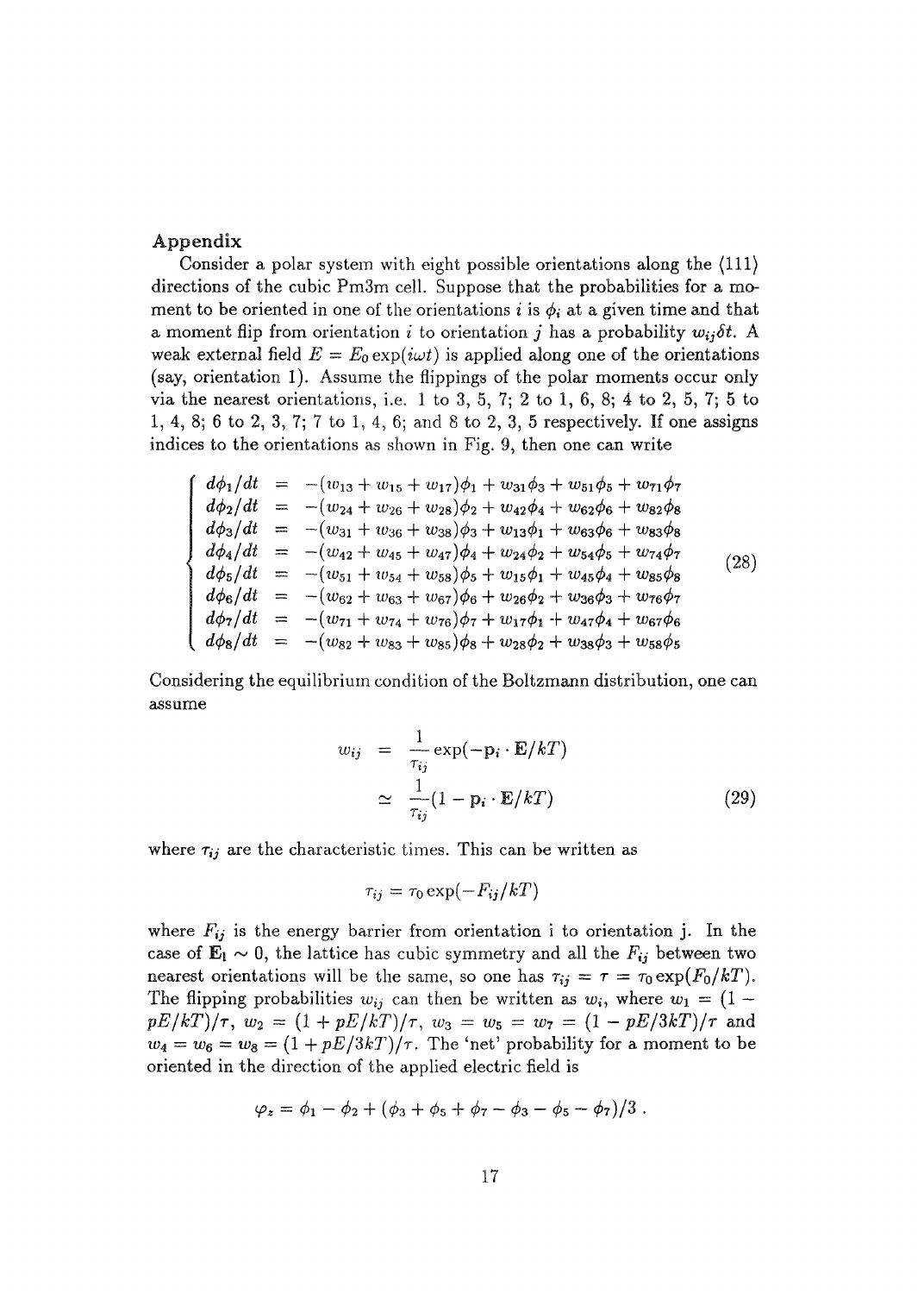## Appendix

Consider a polar system with eight possible orientations along the $\langle 111 \rangle$ directions of the cubic Pm3m cell. Suppose that the probabilities for a moment to be oriented in one of the orientations $i$ is $\phi_i$ at a given time and that a moment flip from orientation $i$ to orientation $j$ has a probability $w_{ij}\delta t$. A weak external field $E = E_0 \exp(i\omega t)$ is applied along one of the orientations (say, orientation 1). Assume the flippings of the polar moments occur only via the nearest orientations, i.e. 1 to 3, 5, 7; 2 to 1, 6, 8; 4 to 2, 5, 7; 5 to 1, 4, 8; 6 to 2, 3, 7; 7 to 1, 4, 6; and 8 to 2, 3, 5 respectively. If one assigns indices to the orientations as shown in Fig. 9, then one can write

$$
\left\{
\begin{array}{lcl}
d\phi_1/dt &=& -(w_{13}+w_{15}+w_{17})\phi_1 + w_{31}\phi_3 + w_{51}\phi_5 + w_{71}\phi_7 \\
d\phi_2/dt &=& -(w_{24}+w_{26}+w_{28})\phi_2 + w_{42}\phi_4 + w_{62}\phi_6 + w_{82}\phi_8 \\
d\phi_3/dt &=& -(w_{31}+w_{36}+w_{38})\phi_3 + w_{13}\phi_1 + w_{63}\phi_6 + w_{83}\phi_8 \\
d\phi_4/dt &=& -(w_{42}+w_{45}+w_{47})\phi_4 + w_{24}\phi_2 + w_{54}\phi_5 + w_{74}\phi_7 \\
d\phi_5/dt &=& -(w_{51}+w_{54}+w_{58})\phi_5 + w_{15}\phi_1 + w_{45}\phi_4 + w_{85}\phi_8 \\
d\phi_6/dt &=& -(w_{62}+w_{63}+w_{67})\phi_6 + w_{26}\phi_2 + w_{36}\phi_3 + w_{76}\phi_7 \\
d\phi_7/dt &=& -(w_{71}+w_{74}+w_{76})\phi_7 + w_{17}\phi_1 + w_{47}\phi_4 + w_{67}\phi_6 \\
d\phi_8/dt &=& -(w_{82}+w_{83}+w_{85})\phi_8 + w_{28}\phi_2 + w_{38}\phi_3 + w_{58}\phi_5
\end{array}
\right. \tag{28}
$$

Considering the equilibrium condition of the Boltzmann distribution, one can assume

$$
\begin{aligned}
w_{ij} &= \frac{1}{\tau_{ij}} \exp(-\mathbf{p}_i \cdot \mathbf{E}/kT) \\
&\simeq \frac{1}{\tau_{ij}} (1 - \mathbf{p}_i \cdot \mathbf{E}/kT)
\end{aligned} \tag{29}
$$

where $\tau_{ij}$ are the characteristic times. This can be written as

$$\tau_{ij} = \tau_0 \exp(-F_{ij}/kT)$$

where $F_{ij}$ is the energy barrier from orientation i to orientation j. In the case of $\mathbf{E}_l \sim 0$, the lattice has cubic symmetry and all the $F_{ij}$ between two nearest orientations will be the same, so one has $\tau_{ij} = \tau = \tau_0 \exp(F_0/kT)$. The flipping probabilities $w_{ij}$ can then be written as $w_i$, where $w_1 = (1 - pE/kT)/\tau$, $w_2 = (1 + pE/kT)/\tau$, $w_3 = w_5 = w_7 = (1 - pE/3kT)/\tau$ and $w_4 = w_6 = w_8 = (1 + pE/3kT)/\tau$. The 'net' probability for a moment to be oriented in the direction of the applied electric field is

$$\varphi_z = \phi_1 - \phi_2 + (\phi_3 + \phi_5 + \phi_7 - \phi_3 - \phi_5 - \phi_7)/3 \, .$$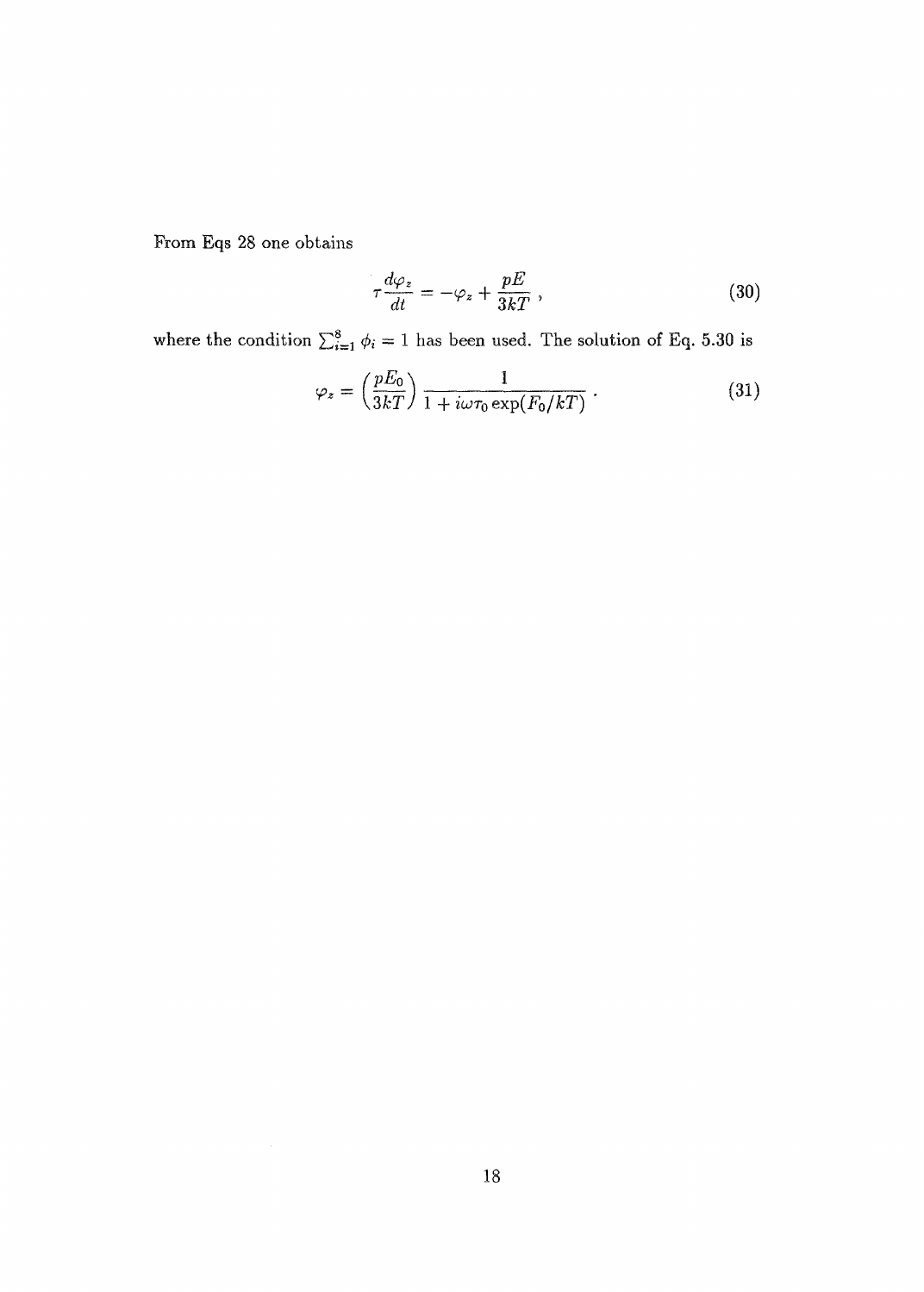From Eqs 28 one obtains

$$\tau \frac{d\varphi_z}{dt} = -\varphi_z + \frac{pE}{3kT}\,, \tag{30}$$

where the condition $\sum_{i=1}^{8} \phi_i = 1$ has been used. The solution of Eq. 5.30 is

$$\varphi_z = \left(\frac{pE_0}{3kT}\right) \frac{1}{1 + i\omega\tau_0 \exp(F_0/kT)}\,. \tag{31}$$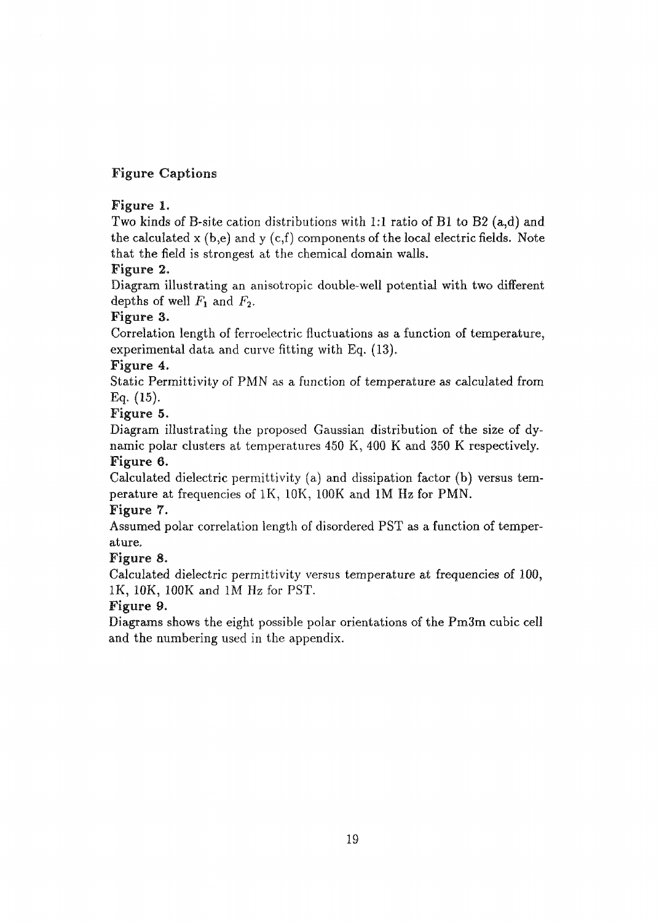## Figure Captions

**Figure 1.**

Two kinds of B-site cation distributions with 1:1 ratio of B1 to B2 (a,d) and the calculated x (b,e) and y (c,f) components of the local electric fields. Note that the field is strongest at the chemical domain walls.

**Figure 2.**

Diagram illustrating an anisotropic double-well potential with two different depths of well $F_1$ and $F_2$.

**Figure 3.**

Correlation length of ferroelectric fluctuations as a function of temperature, experimental data and curve fitting with Eq. (13).

**Figure 4.**

Static Permittivity of PMN as a function of temperature as calculated from Eq. (15).

**Figure 5.**

Diagram illustrating the proposed Gaussian distribution of the size of dynamic polar clusters at temperatures 450 K, 400 K and 350 K respectively.

**Figure 6.**

Calculated dielectric permittivity (a) and dissipation factor (b) versus temperature at frequencies of 1K, 10K, 100K and 1M Hz for PMN.

**Figure 7.**

Assumed polar correlation length of disordered PST as a function of temperature.

**Figure 8.**

Calculated dielectric permittivity versus temperature at frequencies of 100, 1K, 10K, 100K and 1M Hz for PST.

**Figure 9.**

Diagrams shows the eight possible polar orientations of the Pm3m cubic cell and the numbering used in the appendix.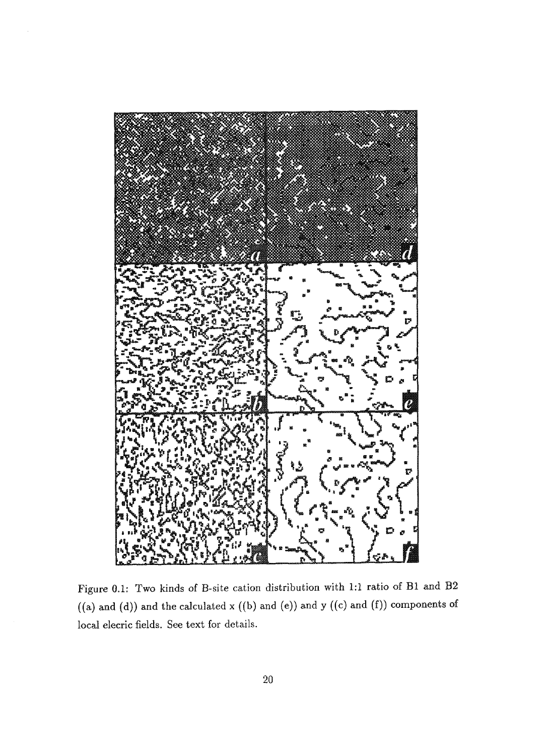Figure 0.1: Two kinds of B-site cation distribution with 1:1 ratio of B1 and B2 ((a) and (d)) and the calculated x ((b) and (e)) and y ((c) and (f)) components of local elecric fields. See text for details.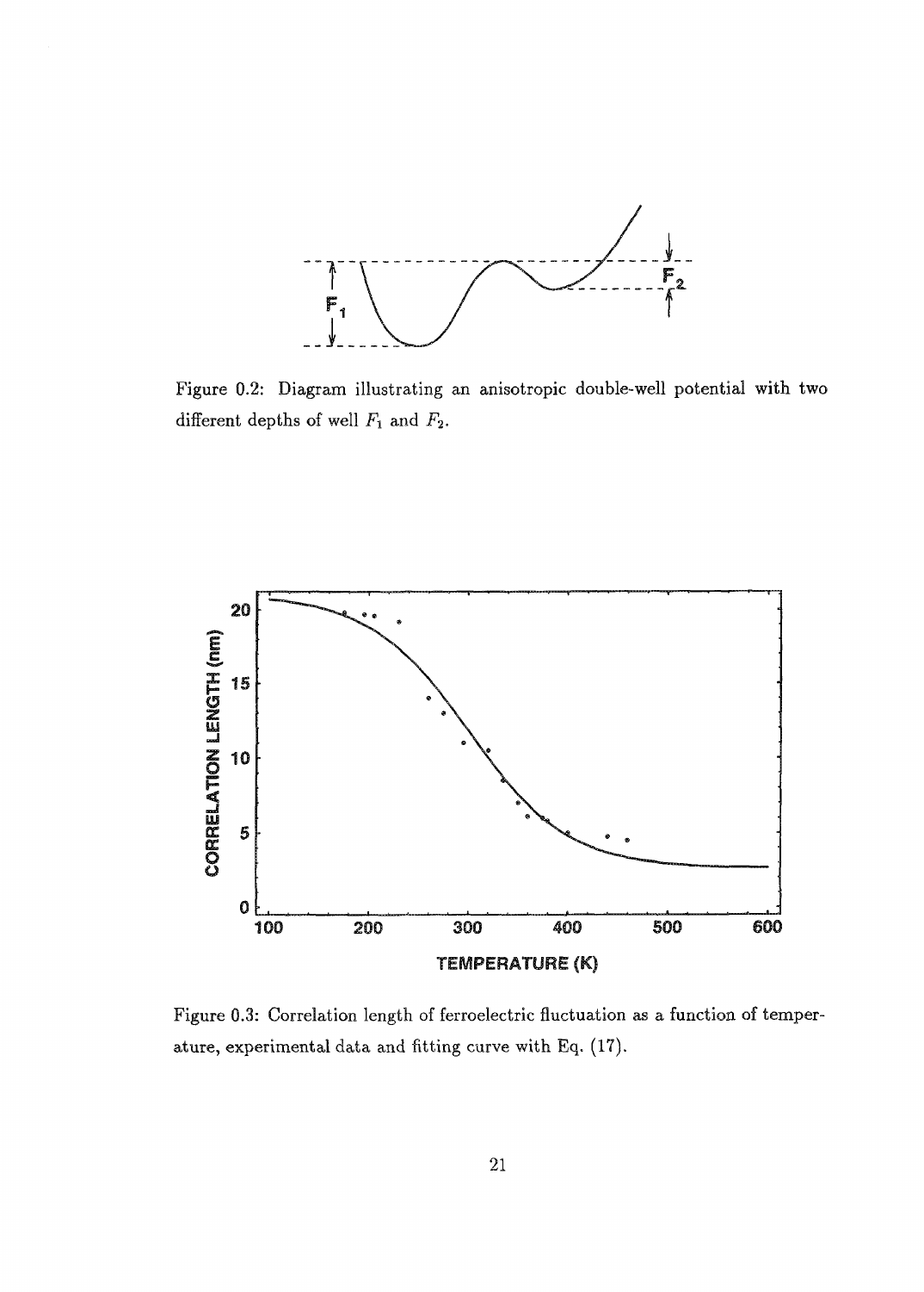Figure 0.2: Diagram illustrating an anisotropic double-well potential with two different depths of well $F_1$ and $F_2$.

Figure 0.3: Correlation length of ferroelectric fluctuation as a function of temperature, experimental data and fitting curve with Eq. (17).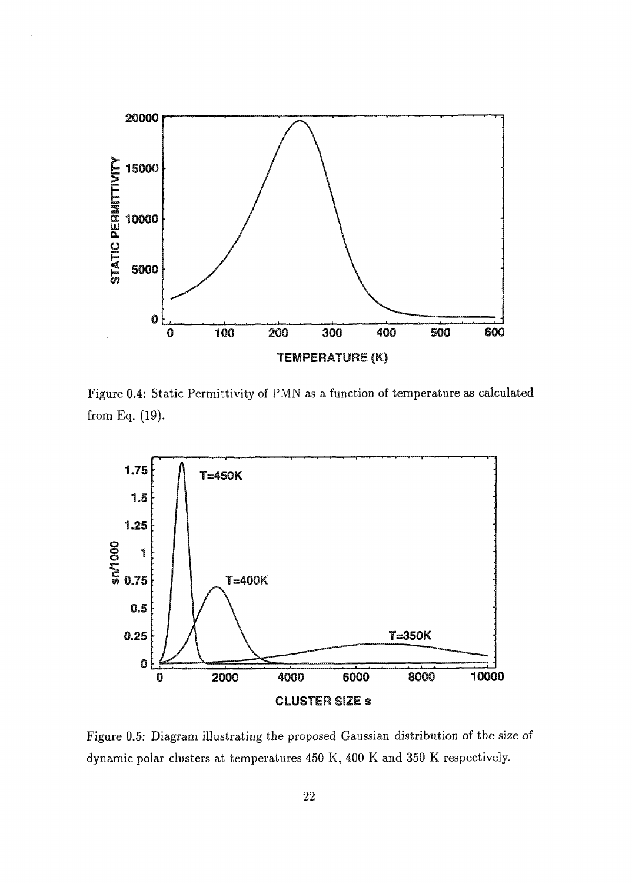Figure 0.4: Static Permittivity of PMN as a function of temperature as calculated from Eq. (19).

Figure 0.5: Diagram illustrating the proposed Gaussian distribution of the size of dynamic polar clusters at temperatures 450 K, 400 K and 350 K respectively.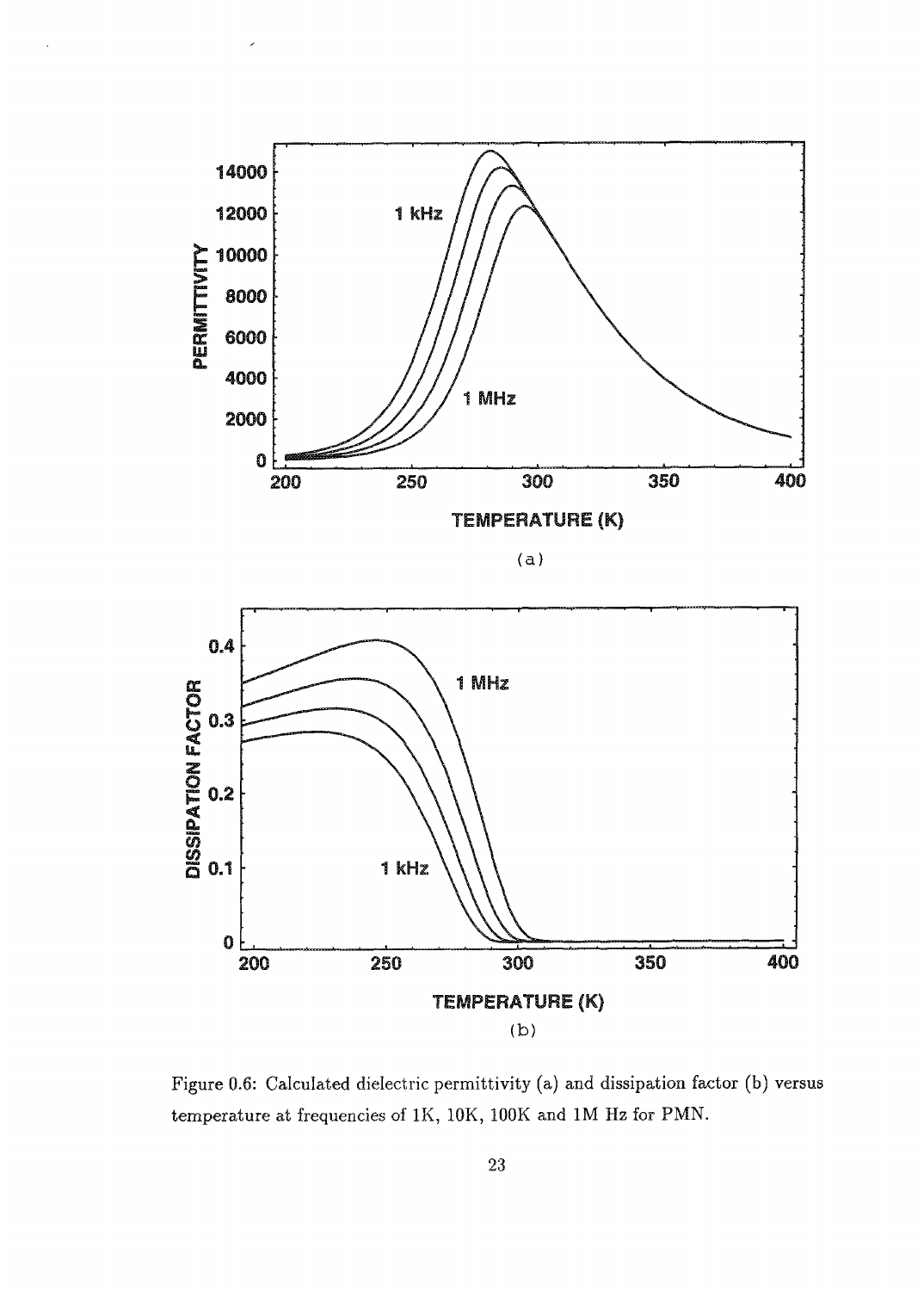Figure 0.6: Calculated dielectric permittivity (a) and dissipation factor (b) versus temperature at frequencies of 1K, 10K, 100K and 1M Hz for PMN.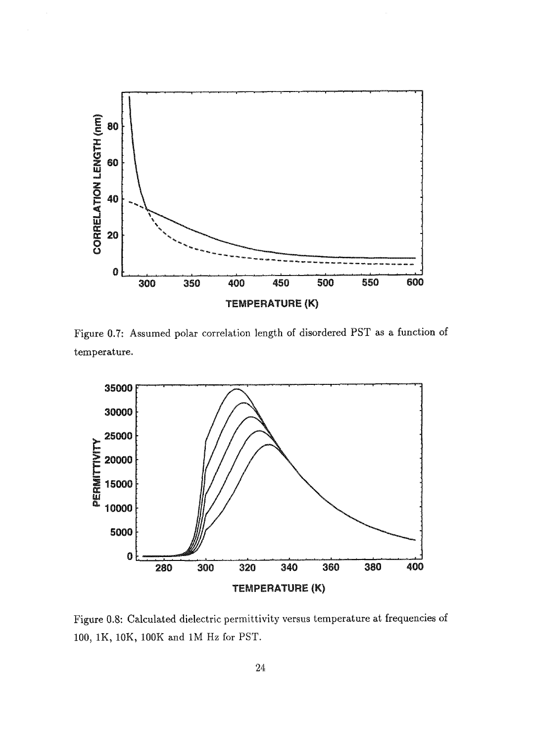Figure 0.7: Assumed polar correlation length of disordered PST as a function of temperature.

Figure 0.8: Calculated dielectric permittivity versus temperature at frequencies of 100, 1K, 10K, 100K and 1M Hz for PST.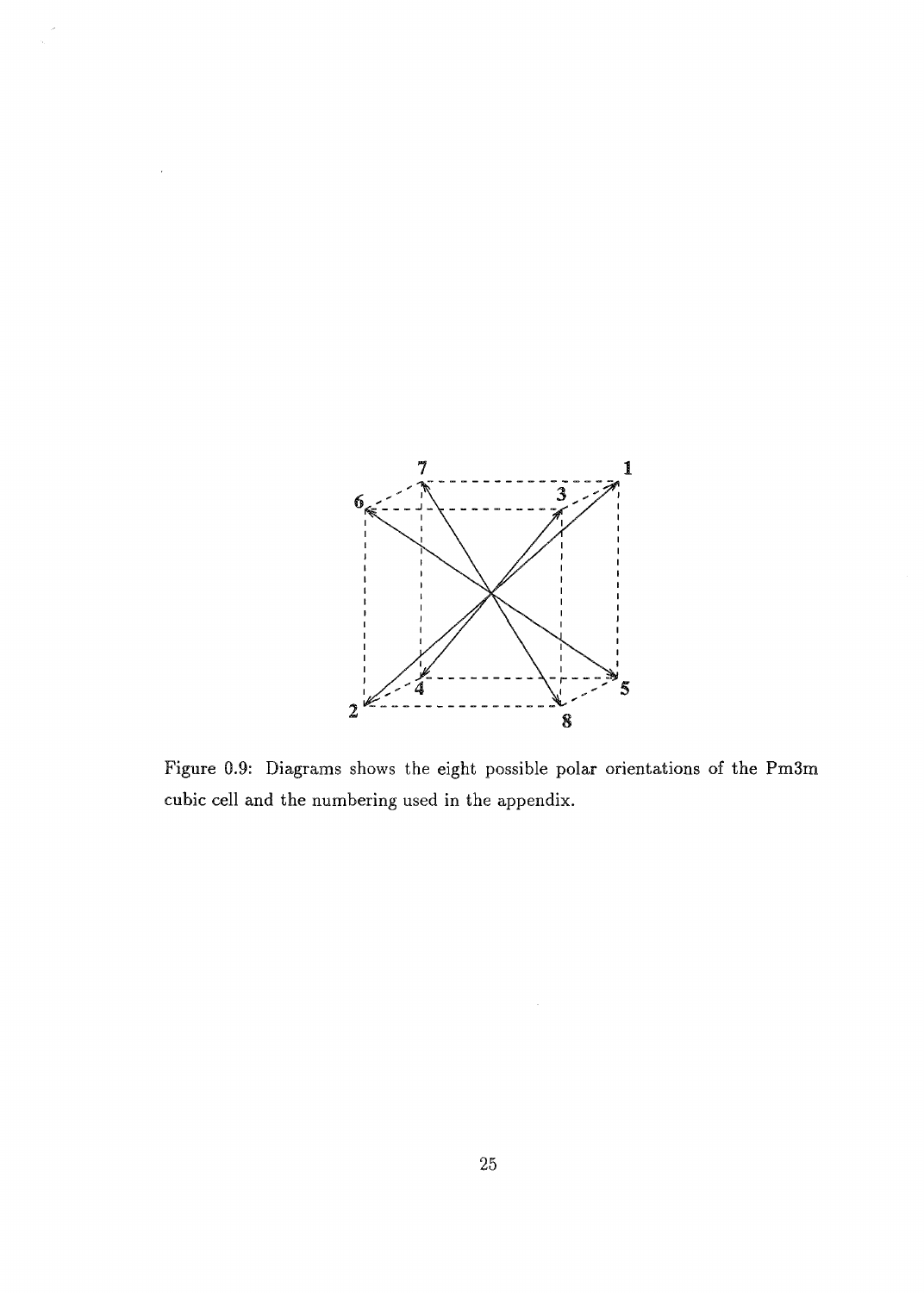7 1
6 3
4 5
2 8

Figure 0.9: Diagrams shows the eight possible polar orientations of the Pm3m cubic cell and the numbering used in the appendix.